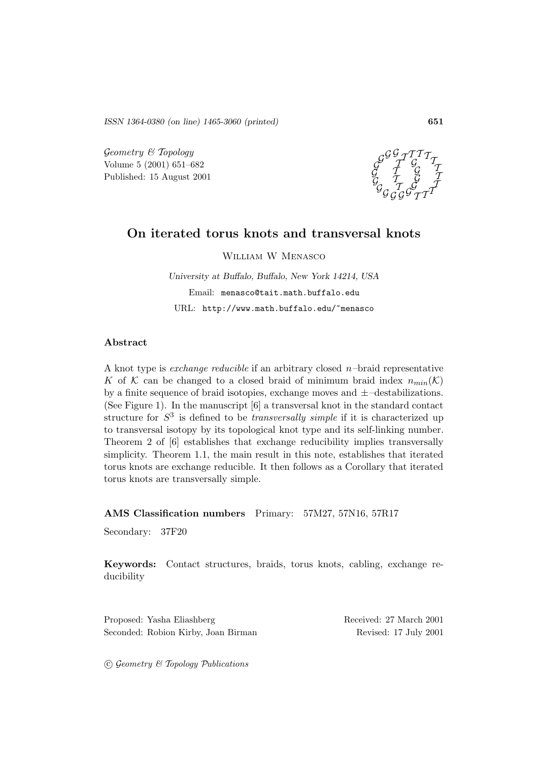ISSN 1364-0380 (on line) 1465-3060 (printed)

*Geometry & Topology*
Volume 5 (2001) 651–682
Published: 15 August 2001

# On iterated torus knots and transversal knots

William W Menasco

*University at Buffalo, Buffalo, New York 14214, USA*

Email: menasco@tait.math.buffalo.edu

URL: http://www.math.buffalo.edu/~menasco

## Abstract

A knot type is *exchange reducible* if an arbitrary closed $n$–braid representative $K$ of $\mathcal{K}$ can be changed to a closed braid of minimum braid index $n_{min}(\mathcal{K})$ by a finite sequence of braid isotopies, exchange moves and $\pm$–destabilizations. (See Figure 1). In the manuscript [6] a transversal knot in the standard contact structure for $S^3$ is defined to be *transversally simple* if it is characterized up to transversal isotopy by its topological knot type and its self-linking number. Theorem 2 of [6] establishes that exchange reducibility implies transversally simplicity. Theorem 1.1, the main result in this note, establishes that iterated torus knots are exchange reducible. It then follows as a Corollary that iterated torus knots are transversally simple.

**AMS Classification numbers** Primary: 57M27, 57N16, 57R17

Secondary: 37F20

**Keywords:** Contact structures, braids, torus knots, cabling, exchange reducibility

Proposed: Yasha Eliashberg
Seconded: Robion Kirby, Joan Birman

Received: 27 March 2001
Revised: 17 July 2001

© *Geometry & Topology Publications*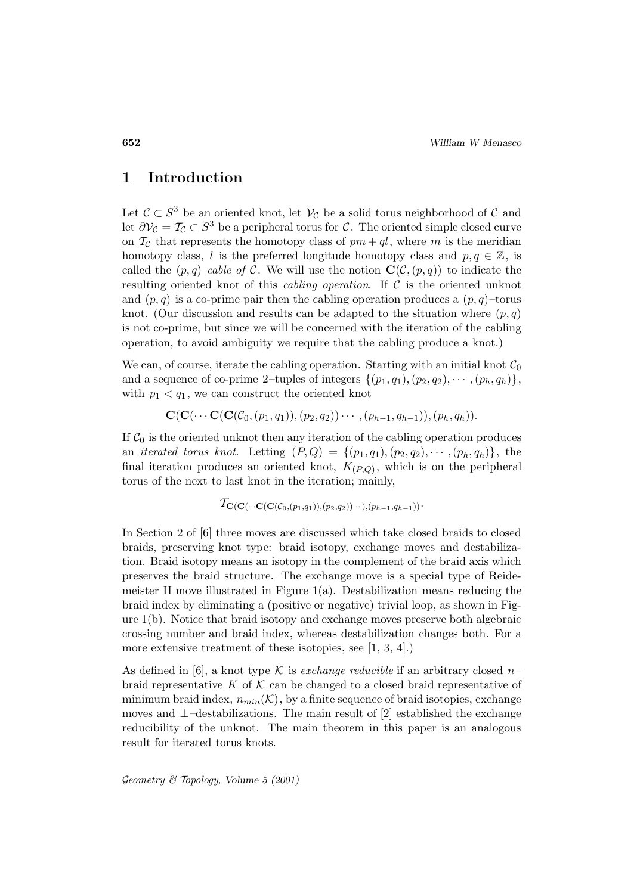## 1 Introduction

Let $\mathcal{C} \subset S^3$ be an oriented knot, let $\mathcal{V}_{\mathcal{C}}$ be a solid torus neighborhood of $\mathcal{C}$ and let $\partial \mathcal{V}_{\mathcal{C}} = \mathcal{T}_{\mathcal{C}} \subset S^3$ be a peripheral torus for $\mathcal{C}$. The oriented simple closed curve on $\mathcal{T}_{\mathcal{C}}$ that represents the homotopy class of $pm + ql$, where $m$ is the meridian homotopy class, $l$ is the preferred longitude homotopy class and $p, q \in \mathbb{Z}$, is called the $(p,q)$ *cable of* $\mathcal{C}$. We will use the notion $\mathbf{C}(\mathcal{C},(p,q))$ to indicate the resulting oriented knot of this *cabling operation*. If $\mathcal{C}$ is the oriented unknot and $(p,q)$ is a co-prime pair then the cabling operation produces a $(p,q)$–torus knot. (Our discussion and results can be adapted to the situation where $(p,q)$ is not co-prime, but since we will be concerned with the iteration of the cabling operation, to avoid ambiguity we require that the cabling produce a knot.)

We can, of course, iterate the cabling operation. Starting with an initial knot $\mathcal{C}_0$ and a sequence of co-prime 2–tuples of integers $\{(p_1,q_1),(p_2,q_2),\cdots,(p_h,q_h)\}$, with $p_1 < q_1$, we can construct the oriented knot

$$\mathbf{C}(\mathbf{C}(\cdots \mathbf{C}(\mathbf{C}(\mathcal{C}_0,(p_1,q_1)),(p_2,q_2))\cdots,(p_{h-1},q_{h-1})),(p_h,q_h)).$$

If $\mathcal{C}_0$ is the oriented unknot then any iteration of the cabling operation produces an *iterated torus knot*. Letting $(P,Q) = \{(p_1,q_1),(p_2,q_2),\cdots,(p_h,q_h)\}$, the final iteration produces an oriented knot, $K_{(P,Q)}$, which is on the peripheral torus of the next to last knot in the iteration; mainly,

$$\mathcal{T}_{\mathbf{C}(\mathbf{C}(\cdots \mathbf{C}(\mathbf{C}(\mathcal{C}_0,(p_1,q_1)),(p_2,q_2))\cdots),(p_{h-1},q_{h-1}))}.$$

In Section 2 of [6] three moves are discussed which take closed braids to closed braids, preserving knot type: braid isotopy, exchange moves and destabilization. Braid isotopy means an isotopy in the complement of the braid axis which preserves the braid structure. The exchange move is a special type of Reidemeister II move illustrated in Figure 1(a). Destabilization means reducing the braid index by eliminating a (positive or negative) trivial loop, as shown in Figure 1(b). Notice that braid isotopy and exchange moves preserve both algebraic crossing number and braid index, whereas destabilization changes both. For a more extensive treatment of these isotopies, see [1, 3, 4].)

As defined in [6], a knot type $\mathcal{K}$ is *exchange reducible* if an arbitrary closed $n$–braid representative $K$ of $\mathcal{K}$ can be changed to a closed braid representative of minimum braid index, $n_{min}(\mathcal{K})$, by a finite sequence of braid isotopies, exchange moves and $\pm$–destabilizations. The main result of [2] established the exchange reducibility of the unknot. The main theorem in this paper is an analogous result for iterated torus knots.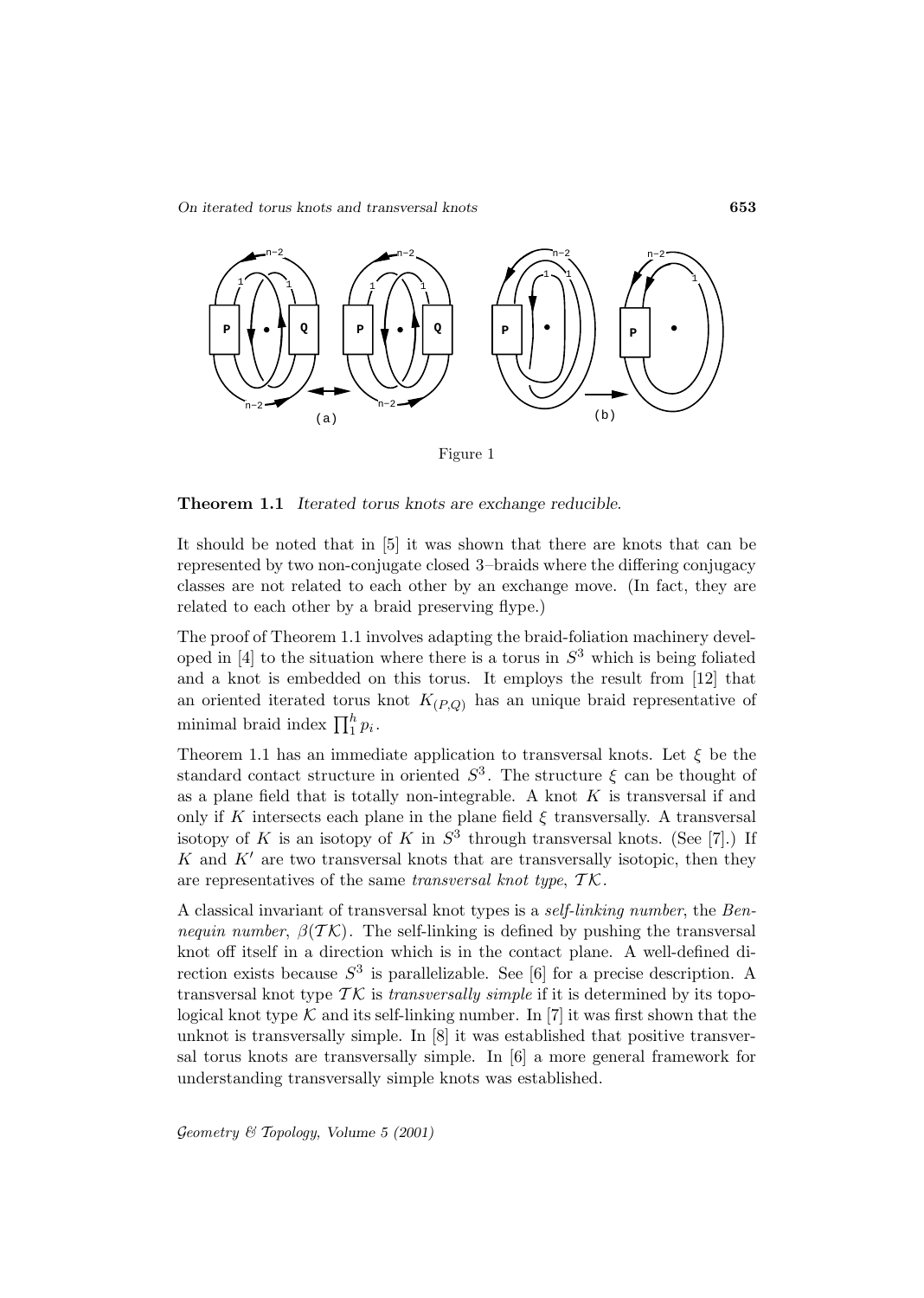Figure 1

**Theorem 1.1** *Iterated torus knots are exchange reducible.*

It should be noted that in [5] it was shown that there are knots that can be represented by two non-conjugate closed 3–braids where the differing conjugacy classes are not related to each other by an exchange move. (In fact, they are related to each other by a braid preserving flype.)

The proof of Theorem 1.1 involves adapting the braid-foliation machinery developed in [4] to the situation where there is a torus in $S^3$ which is being foliated and a knot is embedded on this torus. It employs the result from [12] that an oriented iterated torus knot $K_{(P,Q)}$ has an unique braid representative of minimal braid index $\prod_1^h p_i$.

Theorem 1.1 has an immediate application to transversal knots. Let $\xi$ be the standard contact structure in oriented $S^3$. The structure $\xi$ can be thought of as a plane field that is totally non-integrable. A knot $K$ is transversal if and only if $K$ intersects each plane in the plane field $\xi$ transversally. A transversal isotopy of $K$ is an isotopy of $K$ in $S^3$ through transversal knots. (See [7].) If $K$ and $K'$ are two transversal knots that are transversally isotopic, then they are representatives of the same *transversal knot type*, $\mathcal{TK}$.

A classical invariant of transversal knot types is a *self-linking number*, the *Bennequin number*, $\beta(\mathcal{TK})$. The self-linking is defined by pushing the transversal knot off itself in a direction which is in the contact plane. A well-defined direction exists because $S^3$ is parallelizable. See [6] for a precise description. A transversal knot type $\mathcal{TK}$ is *transversally simple* if it is determined by its topological knot type $\mathcal{K}$ and its self-linking number. In [7] it was first shown that the unknot is transversally simple. In [8] it was established that positive transversal torus knots are transversally simple. In [6] a more general framework for understanding transversally simple knots was established.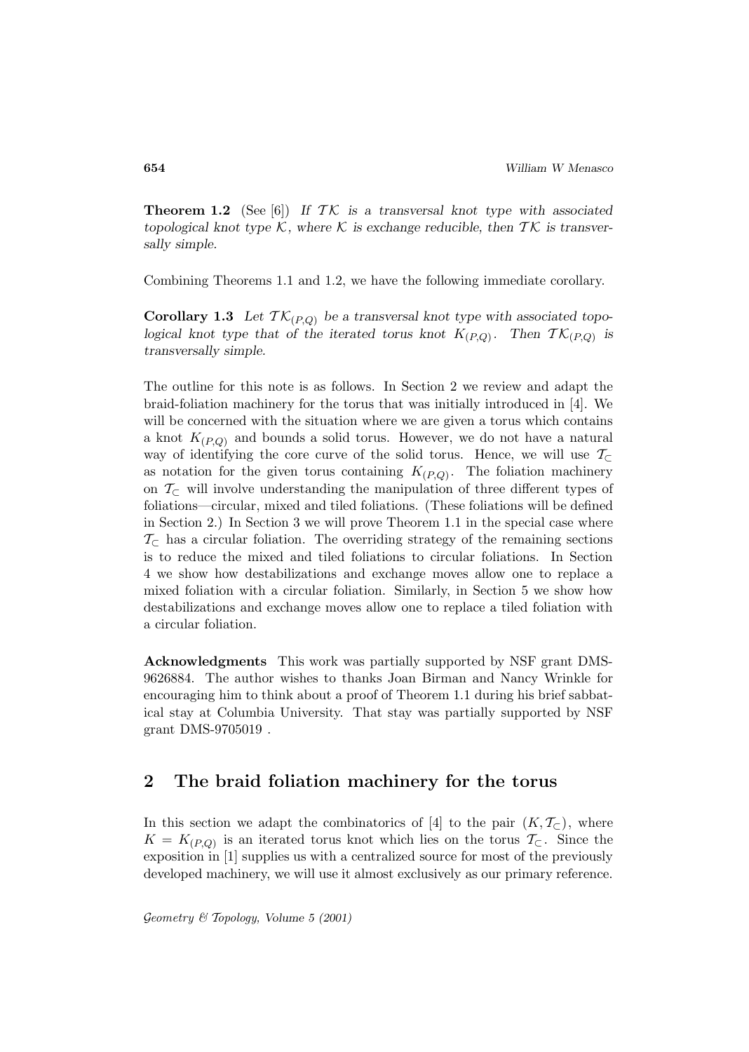**Theorem 1.2** (See [6]) *If $\mathcal{TK}$ is a transversal knot type with associated topological knot type $\mathcal{K}$, where $\mathcal{K}$ is exchange reducible, then $\mathcal{TK}$ is transversally simple.*

Combining Theorems 1.1 and 1.2, we have the following immediate corollary.

**Corollary 1.3** *Let $\mathcal{TK}_{(P,Q)}$ be a transversal knot type with associated topological knot type that of the iterated torus knot $K_{(P,Q)}$. Then $\mathcal{TK}_{(P,Q)}$ is transversally simple.*

The outline for this note is as follows. In Section 2 we review and adapt the braid-foliation machinery for the torus that was initially introduced in [4]. We will be concerned with the situation where we are given a torus which contains a knot $K_{(P,Q)}$ and bounds a solid torus. However, we do not have a natural way of identifying the core curve of the solid torus. Hence, we will use $\mathcal{T}_{\subset}$ as notation for the given torus containing $K_{(P,Q)}$. The foliation machinery on $\mathcal{T}_{\subset}$ will involve understanding the manipulation of three different types of foliations—circular, mixed and tiled foliations. (These foliations will be defined in Section 2.) In Section 3 we will prove Theorem 1.1 in the special case where $\mathcal{T}_{\subset}$ has a circular foliation. The overriding strategy of the remaining sections is to reduce the mixed and tiled foliations to circular foliations. In Section 4 we show how destabilizations and exchange moves allow one to replace a mixed foliation with a circular foliation. Similarly, in Section 5 we show how destabilizations and exchange moves allow one to replace a tiled foliation with a circular foliation.

**Acknowledgments** This work was partially supported by NSF grant DMS-9626884. The author wishes to thanks Joan Birman and Nancy Wrinkle for encouraging him to think about a proof of Theorem 1.1 during his brief sabbatical stay at Columbia University. That stay was partially supported by NSF grant DMS-9705019 .

## 2 The braid foliation machinery for the torus

In this section we adapt the combinatorics of [4] to the pair $(K, \mathcal{T}_{\subset})$, where $K = K_{(P,Q)}$ is an iterated torus knot which lies on the torus $\mathcal{T}_{\subset}$. Since the exposition in [1] supplies us with a centralized source for most of the previously developed machinery, we will use it almost exclusively as our primary reference.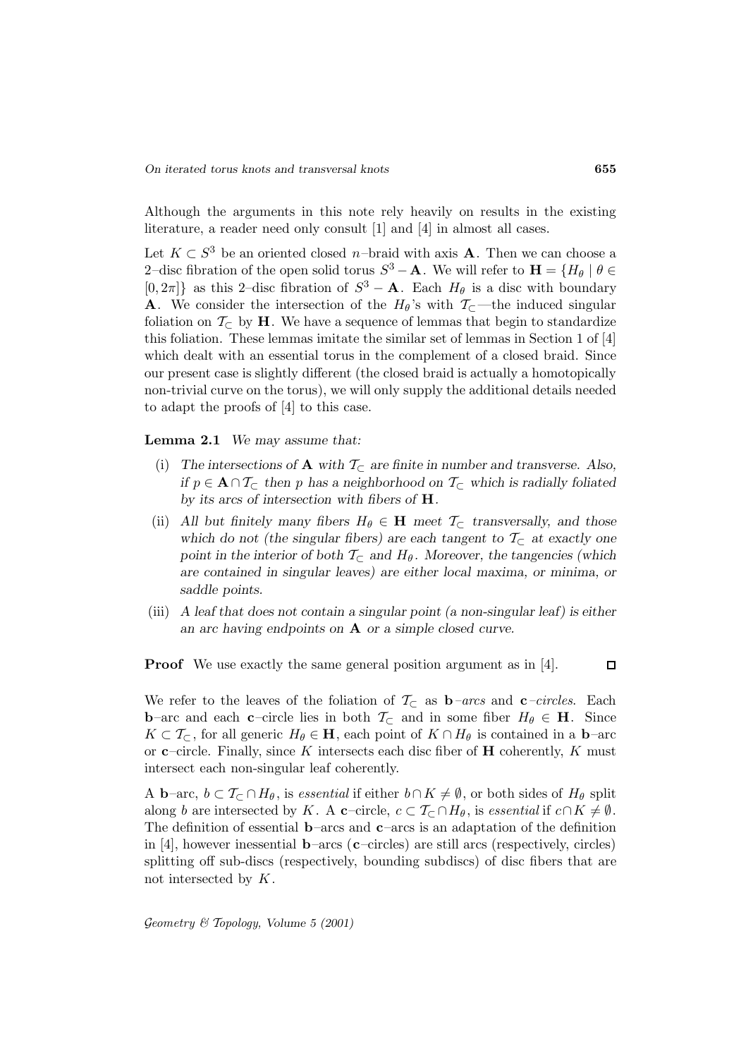Although the arguments in this note rely heavily on results in the existing literature, a reader need only consult [1] and [4] in almost all cases.

Let $K \subset S^3$ be an oriented closed $n$–braid with axis $\mathbf{A}$. Then we can choose a 2–disc fibration of the open solid torus $S^3 - \mathbf{A}$. We will refer to $\mathbf{H} = \{H_\theta \mid \theta \in [0, 2\pi]\}$ as this 2–disc fibration of $S^3 - \mathbf{A}$. Each $H_\theta$ is a disc with boundary $\mathbf{A}$. We consider the intersection of the $H_\theta$'s with $\mathcal{T}_\subset$—the induced singular foliation on $\mathcal{T}_\subset$ by $\mathbf{H}$. We have a sequence of lemmas that begin to standardize this foliation. These lemmas imitate the similar set of lemmas in Section 1 of [4] which dealt with an essential torus in the complement of a closed braid. Since our present case is slightly different (the closed braid is actually a homotopically non-trivial curve on the torus), we will only supply the additional details needed to adapt the proofs of [4] to this case.

**Lemma 2.1** *We may assume that:*

(i) *The intersections of $\mathbf{A}$ with $\mathcal{T}_\subset$ are finite in number and transverse. Also, if $p \in \mathbf{A} \cap \mathcal{T}_\subset$ then $p$ has a neighborhood on $\mathcal{T}_\subset$ which is radially foliated by its arcs of intersection with fibers of $\mathbf{H}$.*

(ii) *All but finitely many fibers $H_\theta \in \mathbf{H}$ meet $\mathcal{T}_\subset$ transversally, and those which do not (the singular fibers) are each tangent to $\mathcal{T}_\subset$ at exactly one point in the interior of both $\mathcal{T}_\subset$ and $H_\theta$. Moreover, the tangencies (which are contained in singular leaves) are either local maxima, or minima, or saddle points.*

(iii) *A leaf that does not contain a singular point (a non-singular leaf) is either an arc having endpoints on $\mathbf{A}$ or a simple closed curve.*

**Proof** We use exactly the same general position argument as in [4]. □

We refer to the leaves of the foliation of $\mathcal{T}_\subset$ as **b**–*arcs* and **c**–*circles*. Each **b**–arc and each **c**–circle lies in both $\mathcal{T}_\subset$ and in some fiber $H_\theta \in \mathbf{H}$. Since $K \subset \mathcal{T}_\subset$, for all generic $H_\theta \in \mathbf{H}$, each point of $K \cap H_\theta$ is contained in a **b**–arc or **c**–circle. Finally, since $K$ intersects each disc fiber of $\mathbf{H}$ coherently, $K$ must intersect each non-singular leaf coherently.

A **b**–arc, $b \subset \mathcal{T}_\subset \cap H_\theta$, is *essential* if either $b \cap K \neq \emptyset$, or both sides of $H_\theta$ split along $b$ are intersected by $K$. A **c**–circle, $c \subset \mathcal{T}_\subset \cap H_\theta$, is *essential* if $c \cap K \neq \emptyset$. The definition of essential **b**–arcs and **c**–arcs is an adaptation of the definition in [4], however inessential **b**–arcs (**c**–circles) are still arcs (respectively, circles) splitting off sub-discs (respectively, bounding subdiscs) of disc fibers that are not intersected by $K$.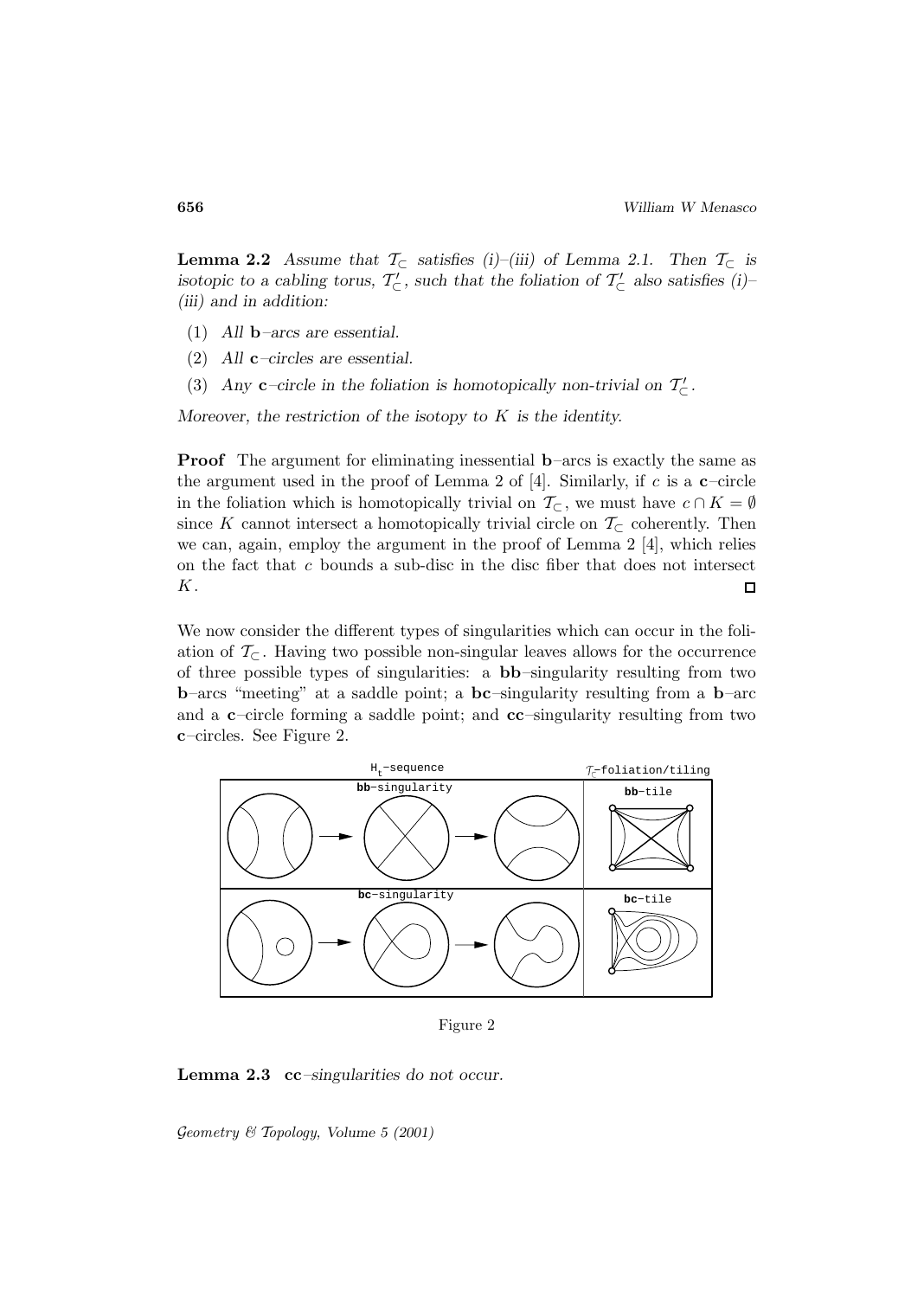**Lemma 2.2** *Assume that $\mathcal{T}_\subset$ satisfies (i)–(iii) of Lemma 2.1. Then $\mathcal{T}_\subset$ is isotopic to a cabling torus, $\mathcal{T}'_\subset$, such that the foliation of $\mathcal{T}'_\subset$ also satisfies (i)–(iii) and in addition:*

1. *All* **b**–*arcs are essential.*
2. *All* **c**–*circles are essential.*
3. *Any* **c**–*circle in the foliation is homotopically non-trivial on $\mathcal{T}'_\subset$.*

*Moreover, the restriction of the isotopy to $K$ is the identity.*

**Proof** The argument for eliminating inessential **b**–arcs is exactly the same as the argument used in the proof of Lemma 2 of [4]. Similarly, if $c$ is a **c**–circle in the foliation which is homotopically trivial on $\mathcal{T}_\subset$, we must have $c \cap K = \emptyset$ since $K$ cannot intersect a homotopically trivial circle on $\mathcal{T}_\subset$ coherently. Then we can, again, employ the argument in the proof of Lemma 2 [4], which relies on the fact that $c$ bounds a sub-disc in the disc fiber that does not intersect $K$. □

We now consider the different types of singularities which can occur in the foliation of $\mathcal{T}_\subset$. Having two possible non-singular leaves allows for the occurrence of three possible types of singularities: a **bb**–singularity resulting from two **b**–arcs "meeting" at a saddle point; a **bc**–singularity resulting from a **b**–arc and a **c**–circle forming a saddle point; and **cc**–singularity resulting from two **c**–circles. See Figure 2.

Figure 2

**Lemma 2.3** **cc**–*singularities do not occur.*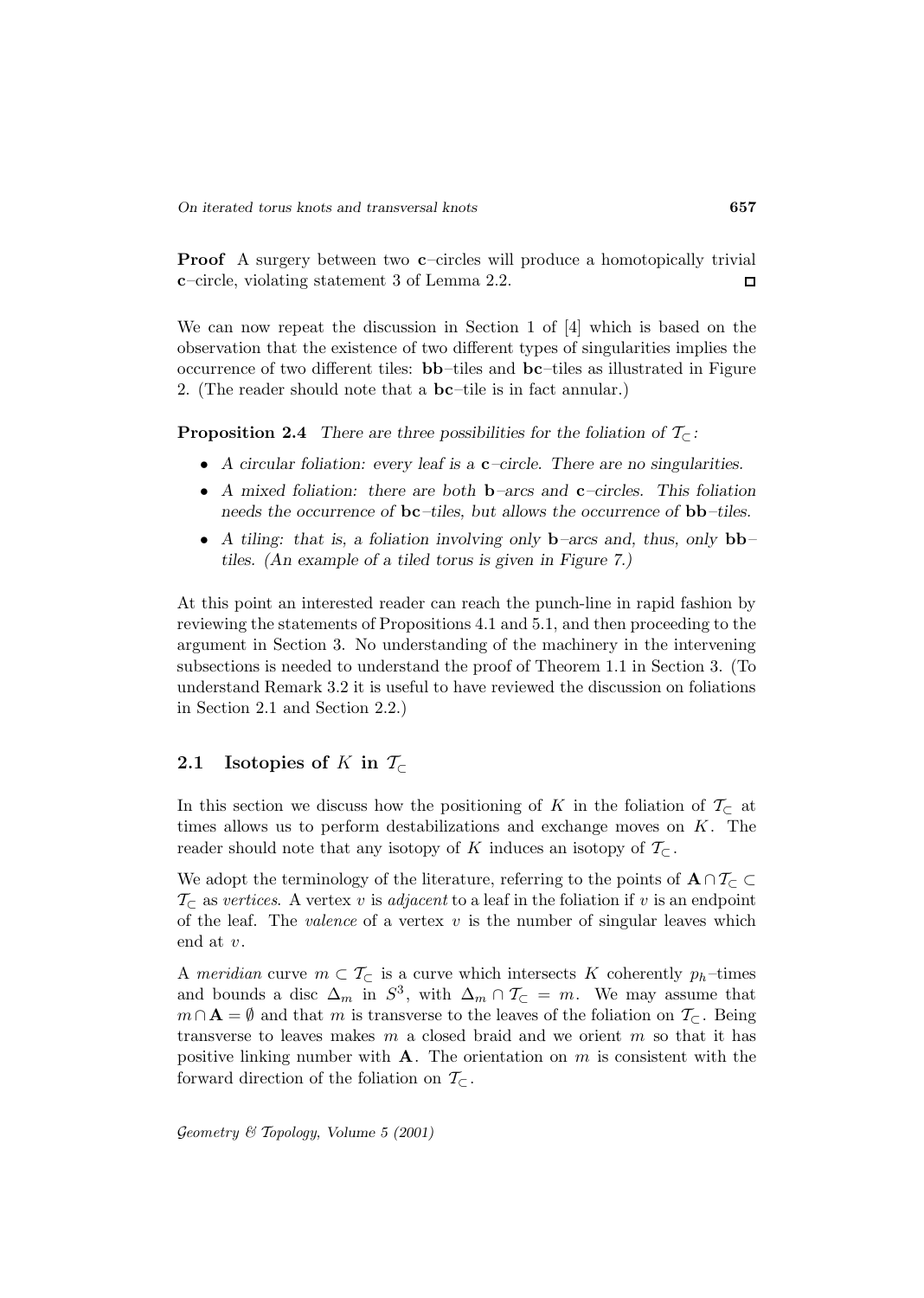**Proof** A surgery between two **c**–circles will produce a homotopically trivial **c**–circle, violating statement 3 of Lemma 2.2. □

We can now repeat the discussion in Section 1 of [4] which is based on the observation that the existence of two different types of singularities implies the occurrence of two different tiles: **bb**–tiles and **bc**–tiles as illustrated in Figure 2. (The reader should note that a **bc**–tile is in fact annular.)

**Proposition 2.4** *There are three possibilities for the foliation of $\mathcal{T}_\subset$:*

- *A circular foliation: every leaf is a* **c**–*circle. There are no singularities.*
- *A mixed foliation: there are both* **b**–*arcs and* **c**–*circles. This foliation needs the occurrence of* **bc**–*tiles, but allows the occurrence of* **bb**–*tiles.*
- *A tiling: that is, a foliation involving only* **b**–*arcs and, thus, only* **bb**–*tiles. (An example of a tiled torus is given in Figure 7.)*

At this point an interested reader can reach the punch-line in rapid fashion by reviewing the statements of Propositions 4.1 and 5.1, and then proceeding to the argument in Section 3. No understanding of the machinery in the intervening subsections is needed to understand the proof of Theorem 1.1 in Section 3. (To understand Remark 3.2 it is useful to have reviewed the discussion on foliations in Section 2.1 and Section 2.2.)

## 2.1 Isotopies of $K$ in $\mathcal{T}_\subset$

In this section we discuss how the positioning of $K$ in the foliation of $\mathcal{T}_\subset$ at times allows us to perform destabilizations and exchange moves on $K$. The reader should note that any isotopy of $K$ induces an isotopy of $\mathcal{T}_\subset$.

We adopt the terminology of the literature, referring to the points of $\mathbf{A} \cap \mathcal{T}_\subset \subset \mathcal{T}_\subset$ as *vertices*. A vertex $v$ is *adjacent* to a leaf in the foliation if $v$ is an endpoint of the leaf. The *valence* of a vertex $v$ is the number of singular leaves which end at $v$.

A *meridian* curve $m \subset \mathcal{T}_\subset$ is a curve which intersects $K$ coherently $p_h$–times and bounds a disc $\Delta_m$ in $S^3$, with $\Delta_m \cap \mathcal{T}_\subset = m$. We may assume that $m \cap \mathbf{A} = \emptyset$ and that $m$ is transverse to the leaves of the foliation on $\mathcal{T}_\subset$. Being transverse to leaves makes $m$ a closed braid and we orient $m$ so that it has positive linking number with $\mathbf{A}$. The orientation on $m$ is consistent with the forward direction of the foliation on $\mathcal{T}_\subset$.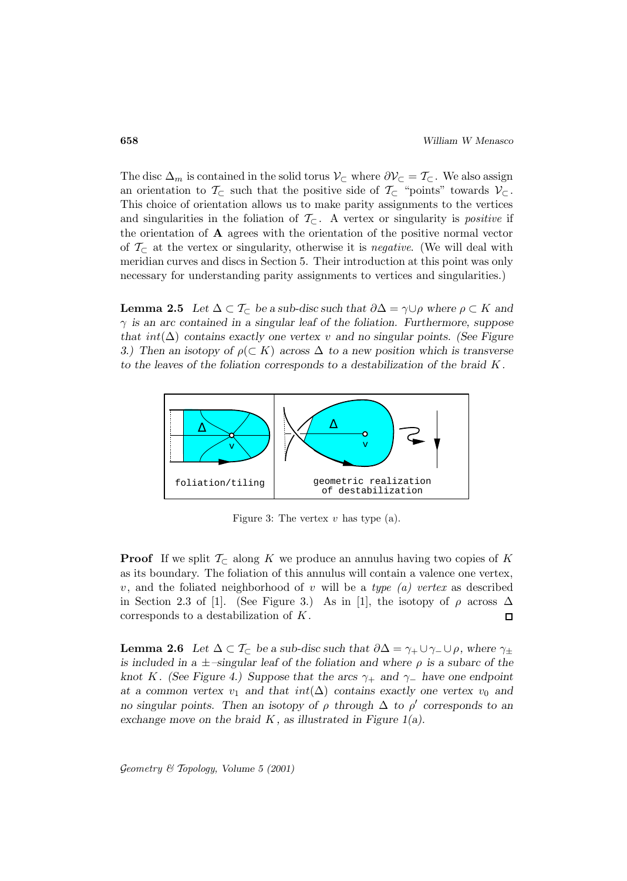The disc $\Delta_m$ is contained in the solid torus $\mathcal{V}_{\subset}$ where $\partial\mathcal{V}_{\subset} = \mathcal{T}_{\subset}$. We also assign an orientation to $\mathcal{T}_{\subset}$ such that the positive side of $\mathcal{T}_{\subset}$ "points" towards $\mathcal{V}_{\subset}$. This choice of orientation allows us to make parity assignments to the vertices and singularities in the foliation of $\mathcal{T}_{\subset}$. A vertex or singularity is *positive* if the orientation of $\mathbf{A}$ agrees with the orientation of the positive normal vector of $\mathcal{T}_{\subset}$ at the vertex or singularity, otherwise it is *negative*. (We will deal with meridian curves and discs in Section 5. Their introduction at this point was only necessary for understanding parity assignments to vertices and singularities.)

**Lemma 2.5** *Let $\Delta \subset \mathcal{T}_{\subset}$ be a sub-disc such that $\partial\Delta = \gamma \cup \rho$ where $\rho \subset K$ and $\gamma$ is an arc contained in a singular leaf of the foliation. Furthermore, suppose that $int(\Delta)$ contains exactly one vertex $v$ and no singular points. (See Figure 3.) Then an isotopy of $\rho(\subset K)$ across $\Delta$ to a new position which is transverse to the leaves of the foliation corresponds to a destabilization of the braid $K$.*

Figure 3: The vertex $v$ has type (a).

**Proof** If we split $\mathcal{T}_{\subset}$ along $K$ we produce an annulus having two copies of $K$ as its boundary. The foliation of this annulus will contain a valence one vertex, $v$, and the foliated neighborhood of $v$ will be a *type (a) vertex* as described in Section 2.3 of [1]. (See Figure 3.) As in [1], the isotopy of $\rho$ across $\Delta$ corresponds to a destabilization of $K$. $\square$

**Lemma 2.6** *Let $\Delta \subset \mathcal{T}_{\subset}$ be a sub-disc such that $\partial\Delta = \gamma_+ \cup \gamma_- \cup \rho$, where $\gamma_\pm$ is included in a $\pm$–singular leaf of the foliation and where $\rho$ is a subarc of the knot $K$. (See Figure 4.) Suppose that the arcs $\gamma_+$ and $\gamma_-$ have one endpoint at a common vertex $v_1$ and that $int(\Delta)$ contains exactly one vertex $v_0$ and no singular points. Then an isotopy of $\rho$ through $\Delta$ to $\rho'$ corresponds to an exchange move on the braid $K$, as illustrated in Figure 1(a).*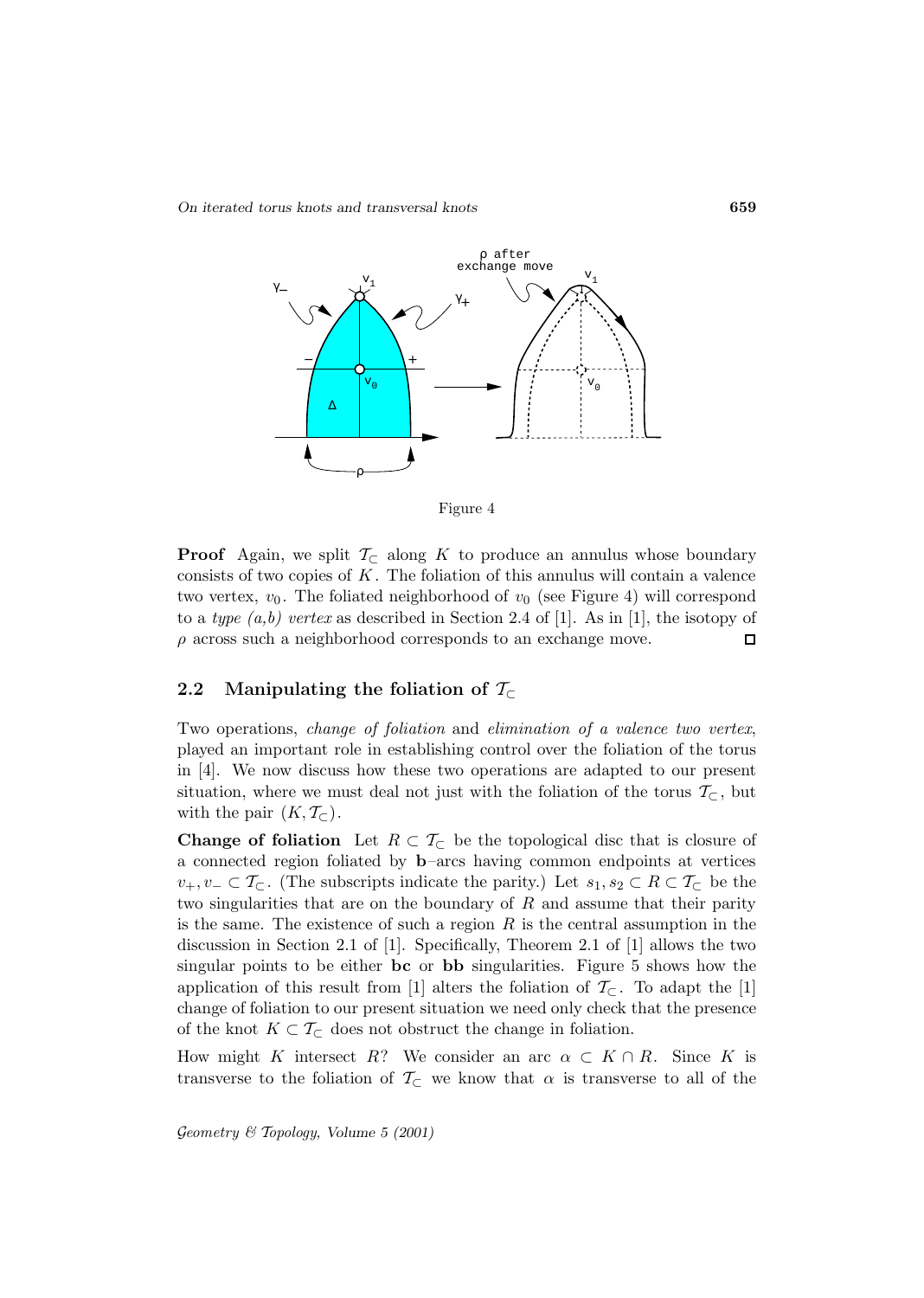Figure 4

**Proof** Again, we split $\mathcal{T}_\subset$ along $K$ to produce an annulus whose boundary consists of two copies of $K$. The foliation of this annulus will contain a valence two vertex, $v_0$. The foliated neighborhood of $v_0$ (see Figure 4) will correspond to a *type (a,b) vertex* as described in Section 2.4 of [1]. As in [1], the isotopy of $\rho$ across such a neighborhood corresponds to an exchange move. □

## 2.2 Manipulating the foliation of $\mathcal{T}_\subset$

Two operations, *change of foliation* and *elimination of a valence two vertex*, played an important role in establishing control over the foliation of the torus in [4]. We now discuss how these two operations are adapted to our present situation, where we must deal not just with the foliation of the torus $\mathcal{T}_\subset$, but with the pair $(K, \mathcal{T}_\subset)$.

**Change of foliation** Let $R \subset \mathcal{T}_\subset$ be the topological disc that is closure of a connected region foliated by **b**–arcs having common endpoints at vertices $v_+, v_- \subset \mathcal{T}_\subset$. (The subscripts indicate the parity.) Let $s_1, s_2 \subset R \subset \mathcal{T}_\subset$ be the two singularities that are on the boundary of $R$ and assume that their parity is the same. The existence of such a region $R$ is the central assumption in the discussion in Section 2.1 of [1]. Specifically, Theorem 2.1 of [1] allows the two singular points to be either **bc** or **bb** singularities. Figure 5 shows how the application of this result from [1] alters the foliation of $\mathcal{T}_\subset$. To adapt the [1] change of foliation to our present situation we need only check that the presence of the knot $K \subset \mathcal{T}_\subset$ does not obstruct the change in foliation.

How might $K$ intersect $R$? We consider an arc $\alpha \subset K \cap R$. Since $K$ is transverse to the foliation of $\mathcal{T}_\subset$ we know that $\alpha$ is transverse to all of the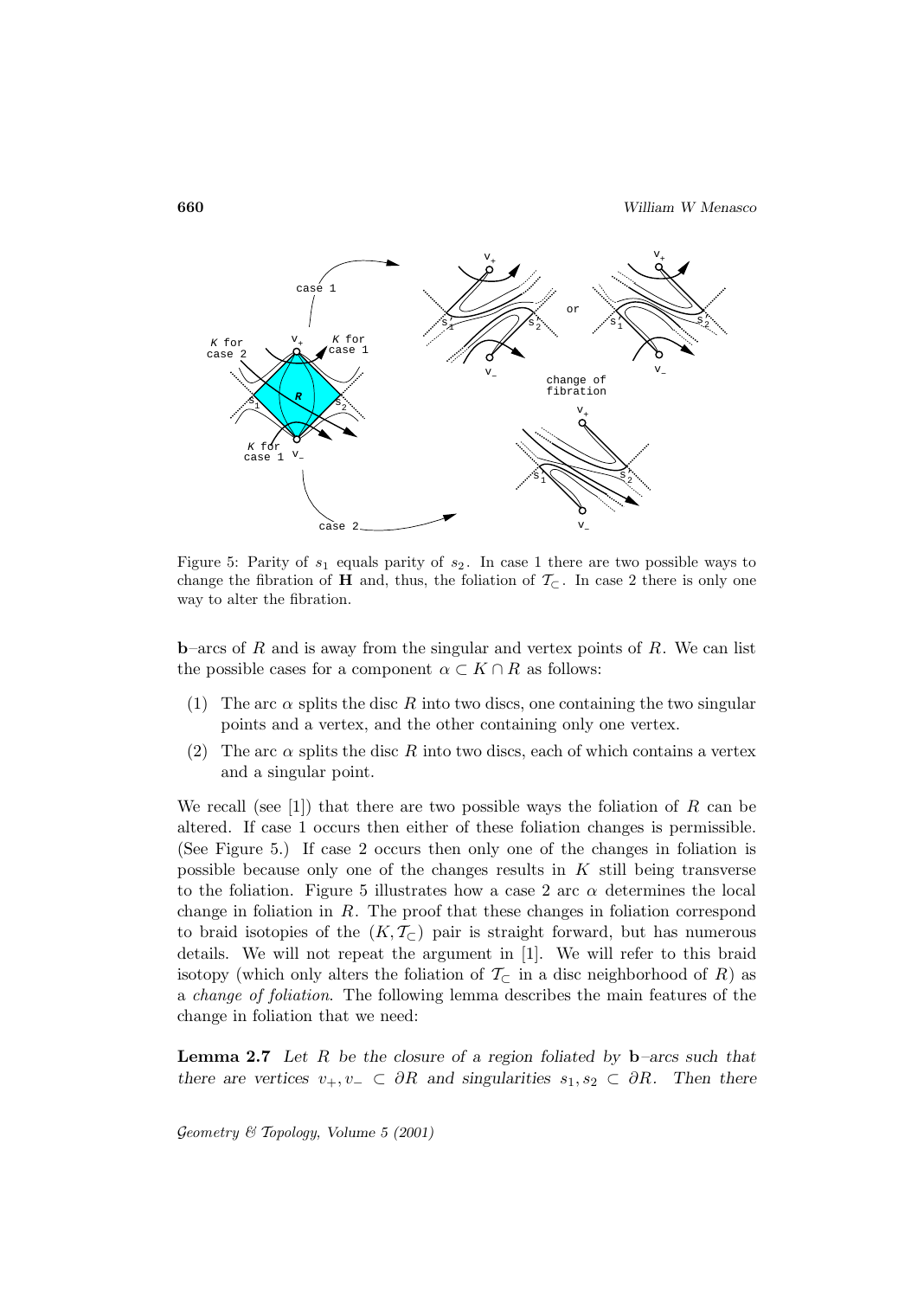Figure 5: Parity of $s_1$ equals parity of $s_2$. In case 1 there are two possible ways to change the fibration of $\mathbf{H}$ and, thus, the foliation of $\mathcal{T}_\subset$. In case 2 there is only one way to alter the fibration.

**b**–arcs of $R$ and is away from the singular and vertex points of $R$. We can list the possible cases for a component $\alpha \subset K \cap R$ as follows:

(1) The arc $\alpha$ splits the disc $R$ into two discs, one containing the two singular points and a vertex, and the other containing only one vertex.

(2) The arc $\alpha$ splits the disc $R$ into two discs, each of which contains a vertex and a singular point.

We recall (see [1]) that there are two possible ways the foliation of $R$ can be altered. If case 1 occurs then either of these foliation changes is permissible. (See Figure 5.) If case 2 occurs then only one of the changes in foliation is possible because only one of the changes results in $K$ still being transverse to the foliation. Figure 5 illustrates how a case 2 arc $\alpha$ determines the local change in foliation in $R$. The proof that these changes in foliation correspond to braid isotopies of the $(K, \mathcal{T}_\subset)$ pair is straight forward, but has numerous details. We will not repeat the argument in [1]. We will refer to this braid isotopy (which only alters the foliation of $\mathcal{T}_\subset$ in a disc neighborhood of $R$) as a *change of foliation*. The following lemma describes the main features of the change in foliation that we need:

**Lemma 2.7** *Let $R$ be the closure of a region foliated by* **b**–*arcs such that there are vertices $v_+, v_- \subset \partial R$ and singularities $s_1, s_2 \subset \partial R$. Then there*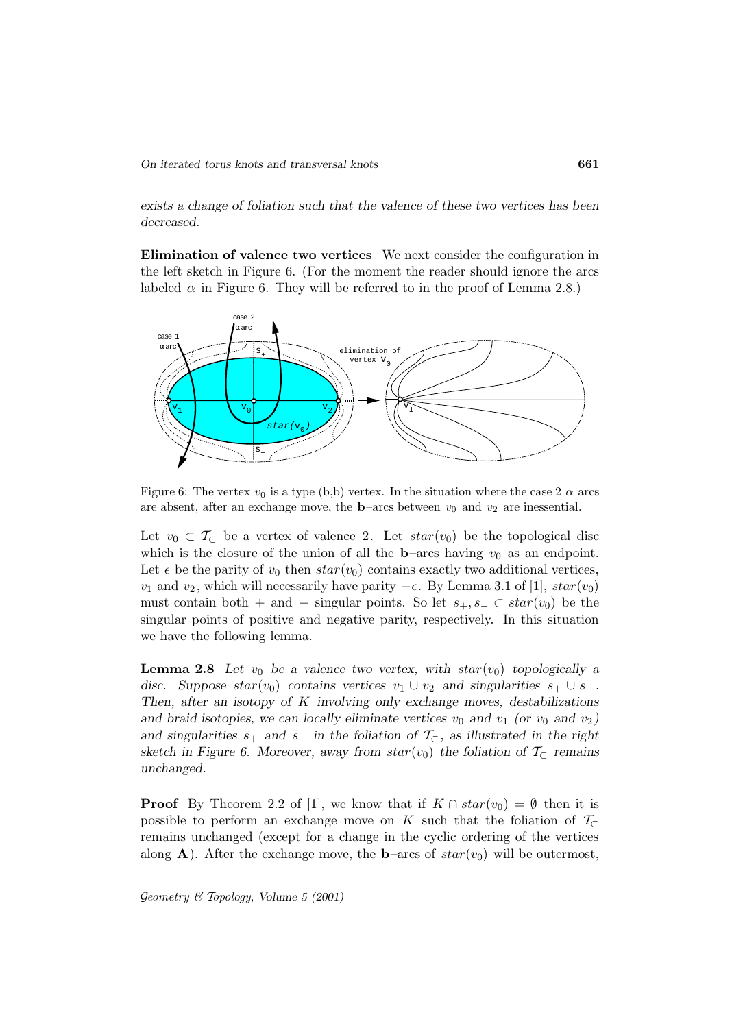*exists a change of foliation such that the valence of these two vertices has been decreased.*

**Elimination of valence two vertices** We next consider the configuration in the left sketch in Figure 6. (For the moment the reader should ignore the arcs labeled $\alpha$ in Figure 6. They will be referred to in the proof of Lemma 2.8.)

Figure 6: The vertex $v_0$ is a type (b,b) vertex. In the situation where the case 2 $\alpha$ arcs are absent, after an exchange move, the **b**–arcs between $v_0$ and $v_2$ are inessential.

Let $v_0 \subset \mathcal{T}_\subset$ be a vertex of valence 2. Let $star(v_0)$ be the topological disc which is the closure of the union of all the **b**–arcs having $v_0$ as an endpoint. Let $\epsilon$ be the parity of $v_0$ then $star(v_0)$ contains exactly two additional vertices, $v_1$ and $v_2$, which will necessarily have parity $-\epsilon$. By Lemma 3.1 of [1], $star(v_0)$ must contain both $+$ and $-$ singular points. So let $s_+, s_- \subset star(v_0)$ be the singular points of positive and negative parity, respectively. In this situation we have the following lemma.

**Lemma 2.8** *Let $v_0$ be a valence two vertex, with $star(v_0)$ topologically a disc. Suppose $star(v_0)$ contains vertices $v_1 \cup v_2$ and singularities $s_+ \cup s_-$. Then, after an isotopy of $K$ involving only exchange moves, destabilizations and braid isotopies, we can locally eliminate vertices $v_0$ and $v_1$ (or $v_0$ and $v_2$) and singularities $s_+$ and $s_-$ in the foliation of $\mathcal{T}_\subset$, as illustrated in the right sketch in Figure 6. Moreover, away from $star(v_0)$ the foliation of $\mathcal{T}_\subset$ remains unchanged.*

**Proof** By Theorem 2.2 of [1], we know that if $K \cap star(v_0) = \emptyset$ then it is possible to perform an exchange move on $K$ such that the foliation of $\mathcal{T}_\subset$ remains unchanged (except for a change in the cyclic ordering of the vertices along **A**). After the exchange move, the **b**–arcs of $star(v_0)$ will be outermost,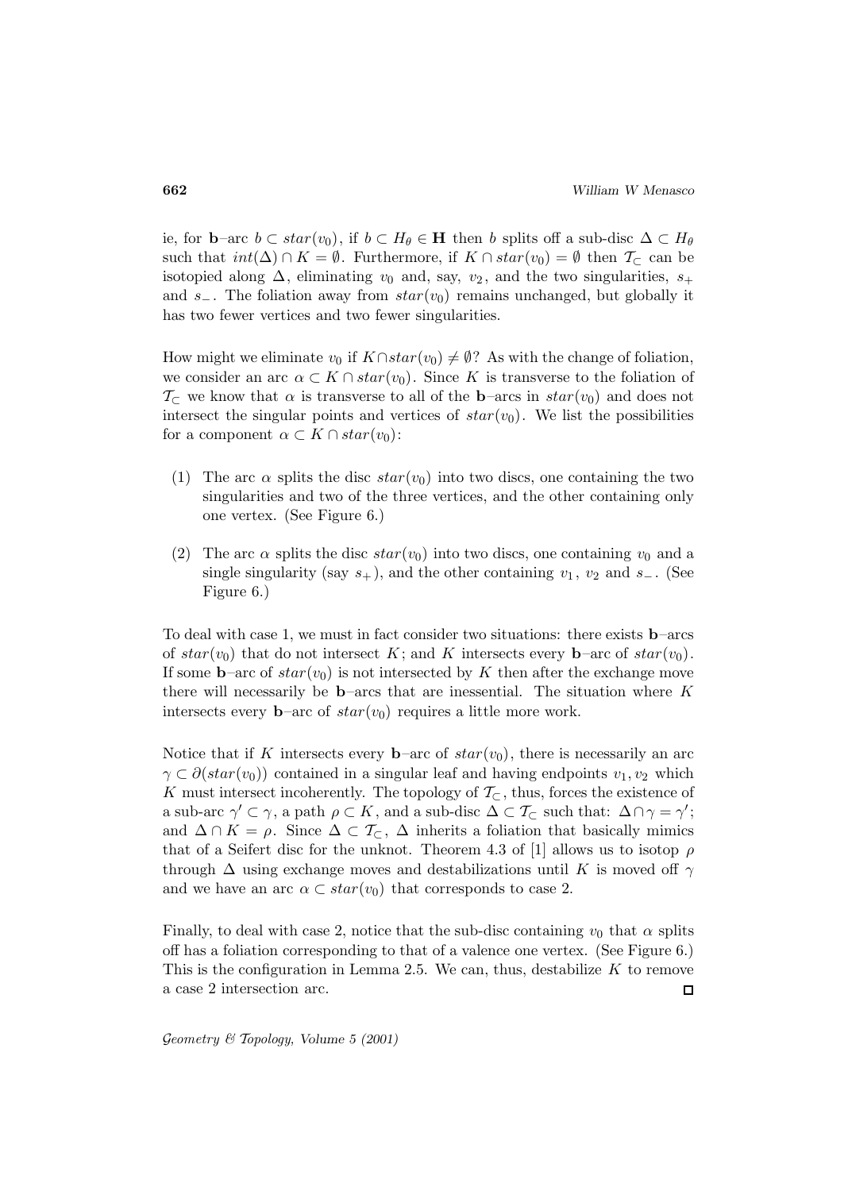ie, for **b**–arc $b \subset star(v_0)$, if $b \subset H_\theta \in \mathbf{H}$ then $b$ splits off a sub-disc $\Delta \subset H_\theta$ such that $int(\Delta) \cap K = \emptyset$. Furthermore, if $K \cap star(v_0) = \emptyset$ then $\mathcal{T}_\subset$ can be isotopied along $\Delta$, eliminating $v_0$ and, say, $v_2$, and the two singularities, $s_+$ and $s_-$. The foliation away from $star(v_0)$ remains unchanged, but globally it has two fewer vertices and two fewer singularities.

How might we eliminate $v_0$ if $K \cap star(v_0) \neq \emptyset$? As with the change of foliation, we consider an arc $\alpha \subset K \cap star(v_0)$. Since $K$ is transverse to the foliation of $\mathcal{T}_\subset$ we know that $\alpha$ is transverse to all of the **b**–arcs in $star(v_0)$ and does not intersect the singular points and vertices of $star(v_0)$. We list the possibilities for a component $\alpha \subset K \cap star(v_0)$:

(1) The arc $\alpha$ splits the disc $star(v_0)$ into two discs, one containing the two singularities and two of the three vertices, and the other containing only one vertex. (See Figure 6.)

(2) The arc $\alpha$ splits the disc $star(v_0)$ into two discs, one containing $v_0$ and a single singularity (say $s_+$), and the other containing $v_1$, $v_2$ and $s_-$. (See Figure 6.)

To deal with case 1, we must in fact consider two situations: there exists **b**–arcs of $star(v_0)$ that do not intersect $K$; and $K$ intersects every **b**–arc of $star(v_0)$. If some **b**–arc of $star(v_0)$ is not intersected by $K$ then after the exchange move there will necessarily be **b**–arcs that are inessential. The situation where $K$ intersects every **b**–arc of $star(v_0)$ requires a little more work.

Notice that if $K$ intersects every **b**–arc of $star(v_0)$, there is necessarily an arc $\gamma \subset \partial(star(v_0))$ contained in a singular leaf and having endpoints $v_1, v_2$ which $K$ must intersect incoherently. The topology of $\mathcal{T}_\subset$, thus, forces the existence of a sub-arc $\gamma' \subset \gamma$, a path $\rho \subset K$, and a sub-disc $\Delta \subset \mathcal{T}_\subset$ such that: $\Delta \cap \gamma = \gamma'$; and $\Delta \cap K = \rho$. Since $\Delta \subset \mathcal{T}_\subset$, $\Delta$ inherits a foliation that basically mimics that of a Seifert disc for the unknot. Theorem 4.3 of [1] allows us to isotop $\rho$ through $\Delta$ using exchange moves and destabilizations until $K$ is moved off $\gamma$ and we have an arc $\alpha \subset star(v_0)$ that corresponds to case 2.

Finally, to deal with case 2, notice that the sub-disc containing $v_0$ that $\alpha$ splits off has a foliation corresponding to that of a valence one vertex. (See Figure 6.) This is the configuration in Lemma 2.5. We can, thus, destabilize $K$ to remove a case 2 intersection arc. □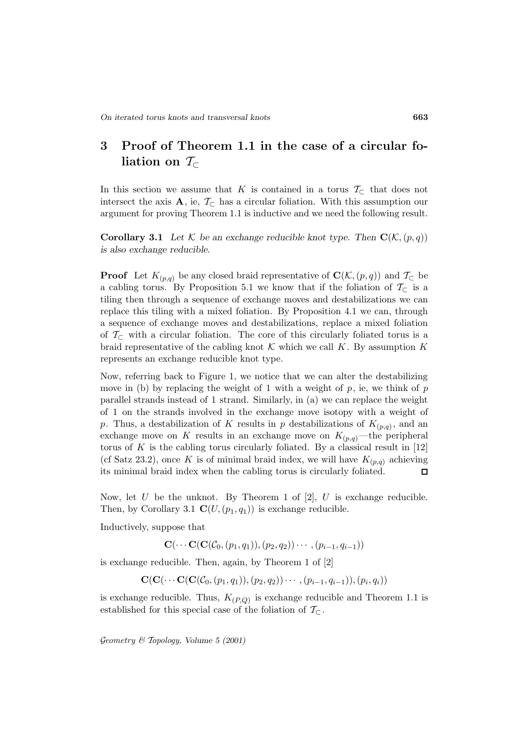# 3 Proof of Theorem 1.1 in the case of a circular foliation on $\mathcal{T}_{\subset}$

In this section we assume that $K$ is contained in a torus $\mathcal{T}_{\subset}$ that does not intersect the axis $\mathbf{A}$, ie, $\mathcal{T}_{\subset}$ has a circular foliation. With this assumption our argument for proving Theorem 1.1 is inductive and we need the following result.

**Corollary 3.1** *Let $\mathcal{K}$ be an exchange reducible knot type. Then $\mathbf{C}(\mathcal{K},(p,q))$ is also exchange reducible.*

**Proof** Let $K_{(p,q)}$ be any closed braid representative of $\mathbf{C}(\mathcal{K},(p,q))$ and $\mathcal{T}_{\subset}$ be a cabling torus. By Proposition 5.1 we know that if the foliation of $\mathcal{T}_{\subset}$ is a tiling then through a sequence of exchange moves and destabilizations we can replace this tiling with a mixed foliation. By Proposition 4.1 we can, through a sequence of exchange moves and destabilizations, replace a mixed foliation of $\mathcal{T}_{\subset}$ with a circular foliation. The core of this circularly foliated torus is a braid representative of the cabling knot $\mathcal{K}$ which we call $K$. By assumption $K$ represents an exchange reducible knot type.

Now, referring back to Figure 1, we notice that we can alter the destabilizing move in (b) by replacing the weight of 1 with a weight of $p$, ie, we think of $p$ parallel strands instead of 1 strand. Similarly, in (a) we can replace the weight of 1 on the strands involved in the exchange move isotopy with a weight of $p$. Thus, a destabilization of $K$ results in $p$ destabilizations of $K_{(p,q)}$, and an exchange move on $K$ results in an exchange move on $K_{(p,q)}$—the peripheral torus of $K$ is the cabling torus circularly foliated. By a classical result in [12] (cf Satz 23.2), once $K$ is of minimal braid index, we will have $K_{(p,q)}$ achieving its minimal braid index when the cabling torus is circularly foliated. $\square$

Now, let $U$ be the unknot. By Theorem 1 of [2], $U$ is exchange reducible. Then, by Corollary 3.1 $\mathbf{C}(U,(p_1,q_1))$ is exchange reducible.

Inductively, suppose that

$$\mathbf{C}(\cdots\mathbf{C}(\mathbf{C}(\mathcal{C}_0,(p_1,q_1)),(p_2,q_2))\cdots,(p_{i-1},q_{i-1}))$$

is exchange reducible. Then, again, by Theorem 1 of [2]

$$\mathbf{C}(\mathbf{C}(\cdots\mathbf{C}(\mathbf{C}(\mathcal{C}_0,(p_1,q_1)),(p_2,q_2))\cdots,(p_{i-1},q_{i-1})),(p_i,q_i))$$

is exchange reducible. Thus, $K_{(P,Q)}$ is exchange reducible and Theorem 1.1 is established for this special case of the foliation of $\mathcal{T}_{\subset}$.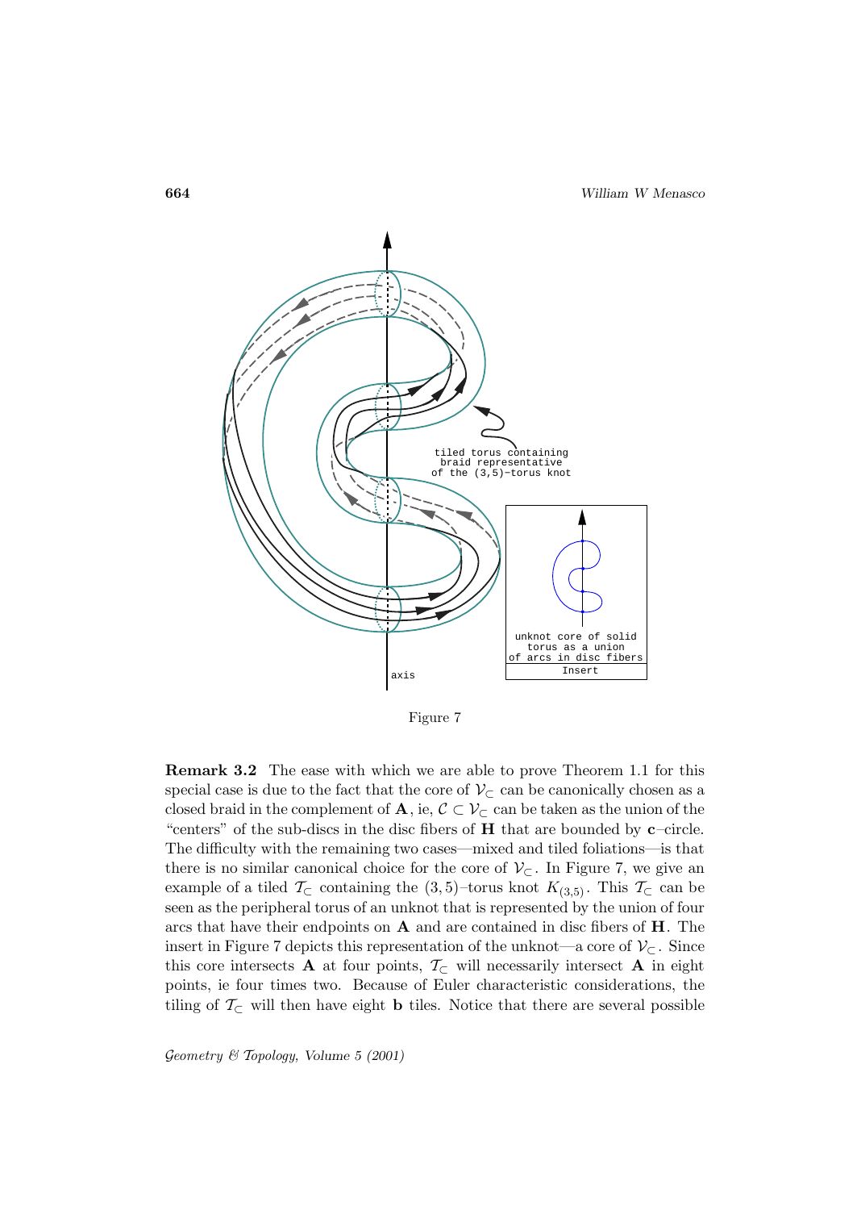Figure 7

**Remark 3.2** The ease with which we are able to prove Theorem 1.1 for this special case is due to the fact that the core of $\mathcal{V}_\subset$ can be canonically chosen as a closed braid in the complement of $\mathbf{A}$, ie, $\mathcal{C} \subset \mathcal{V}_\subset$ can be taken as the union of the "centers" of the sub-discs in the disc fibers of $\mathbf{H}$ that are bounded by $\mathbf{c}$–circle. The difficulty with the remaining two cases—mixed and tiled foliations—is that there is no similar canonical choice for the core of $\mathcal{V}_\subset$. In Figure 7, we give an example of a tiled $\mathcal{T}_\subset$ containing the $(3,5)$–torus knot $K_{(3,5)}$. This $\mathcal{T}_\subset$ can be seen as the peripheral torus of an unknot that is represented by the union of four arcs that have their endpoints on $\mathbf{A}$ and are contained in disc fibers of $\mathbf{H}$. The insert in Figure 7 depicts this representation of the unknot—a core of $\mathcal{V}_\subset$. Since this core intersects $\mathbf{A}$ at four points, $\mathcal{T}_\subset$ will necessarily intersect $\mathbf{A}$ in eight points, ie four times two. Because of Euler characteristic considerations, the tiling of $\mathcal{T}_\subset$ will then have eight $\mathbf{b}$ tiles. Notice that there are several possible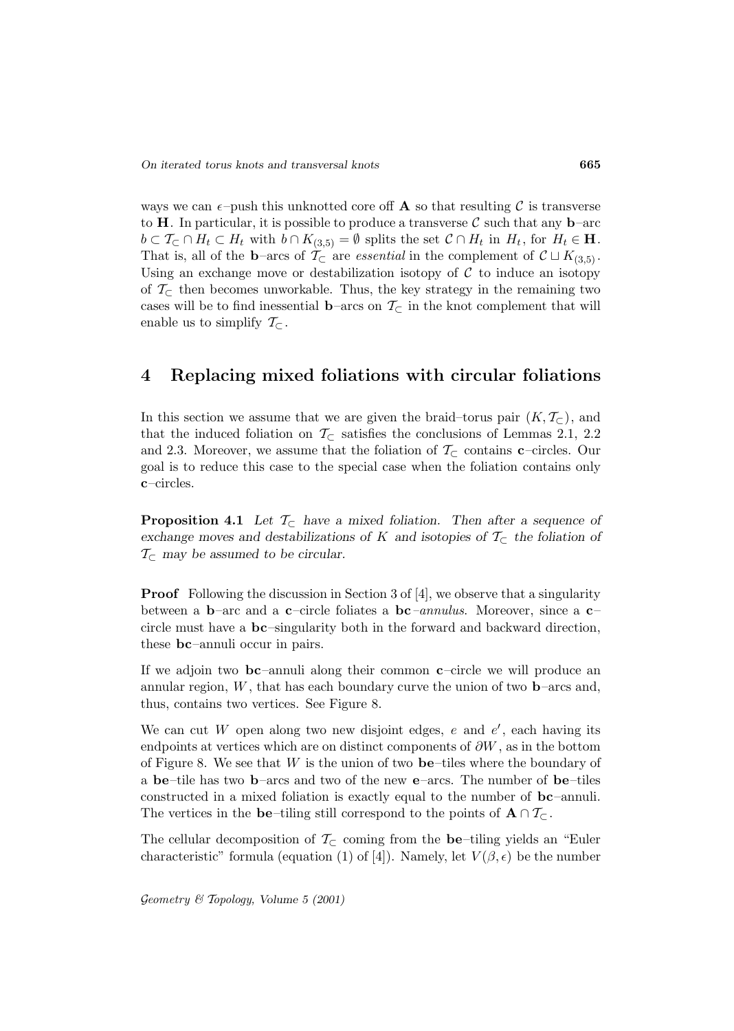ways we can $\epsilon$–push this unknotted core off $\mathbf{A}$ so that resulting $\mathcal{C}$ is transverse to $\mathbf{H}$. In particular, it is possible to produce a transverse $\mathcal{C}$ such that any **b**–arc $b \subset \mathcal{T}_\subset \cap H_t \subset H_t$ with $b \cap K_{(3,5)} = \emptyset$ splits the set $\mathcal{C} \cap H_t$ in $H_t$, for $H_t \in \mathbf{H}$. That is, all of the **b**–arcs of $\mathcal{T}_\subset$ are *essential* in the complement of $\mathcal{C} \sqcup K_{(3,5)}$. Using an exchange move or destabilization isotopy of $\mathcal{C}$ to induce an isotopy of $\mathcal{T}_\subset$ then becomes unworkable. Thus, the key strategy in the remaining two cases will be to find inessential **b**–arcs on $\mathcal{T}_\subset$ in the knot complement that will enable us to simplify $\mathcal{T}_\subset$.

## 4 Replacing mixed foliations with circular foliations

In this section we assume that we are given the braid–torus pair $(K, \mathcal{T}_\subset)$, and that the induced foliation on $\mathcal{T}_\subset$ satisfies the conclusions of Lemmas 2.1, 2.2 and 2.3. Moreover, we assume that the foliation of $\mathcal{T}_\subset$ contains **c**–circles. Our goal is to reduce this case to the special case when the foliation contains only **c**–circles.

**Proposition 4.1** *Let $\mathcal{T}_\subset$ have a mixed foliation. Then after a sequence of exchange moves and destabilizations of $K$ and isotopies of $\mathcal{T}_\subset$ the foliation of $\mathcal{T}_\subset$ may be assumed to be circular.*

**Proof** Following the discussion in Section 3 of [4], we observe that a singularity between a **b**–arc and a **c**–circle foliates a **bc**–*annulus*. Moreover, since a **c**–circle must have a **bc**–singularity both in the forward and backward direction, these **bc**–annuli occur in pairs.

If we adjoin two **bc**–annuli along their common **c**–circle we will produce an annular region, $W$, that has each boundary curve the union of two **b**–arcs and, thus, contains two vertices. See Figure 8.

We can cut $W$ open along two new disjoint edges, $e$ and $e'$, each having its endpoints at vertices which are on distinct components of $\partial W$, as in the bottom of Figure 8. We see that $W$ is the union of two **be**–tiles where the boundary of a **be**–tile has two **b**–arcs and two of the new **e**–arcs. The number of **be**–tiles constructed in a mixed foliation is exactly equal to the number of **bc**–annuli. The vertices in the **be**–tiling still correspond to the points of $\mathbf{A} \cap \mathcal{T}_\subset$.

The cellular decomposition of $\mathcal{T}_\subset$ coming from the **be**–tiling yields an "Euler characteristic" formula (equation (1) of [4]). Namely, let $V(\beta, \epsilon)$ be the number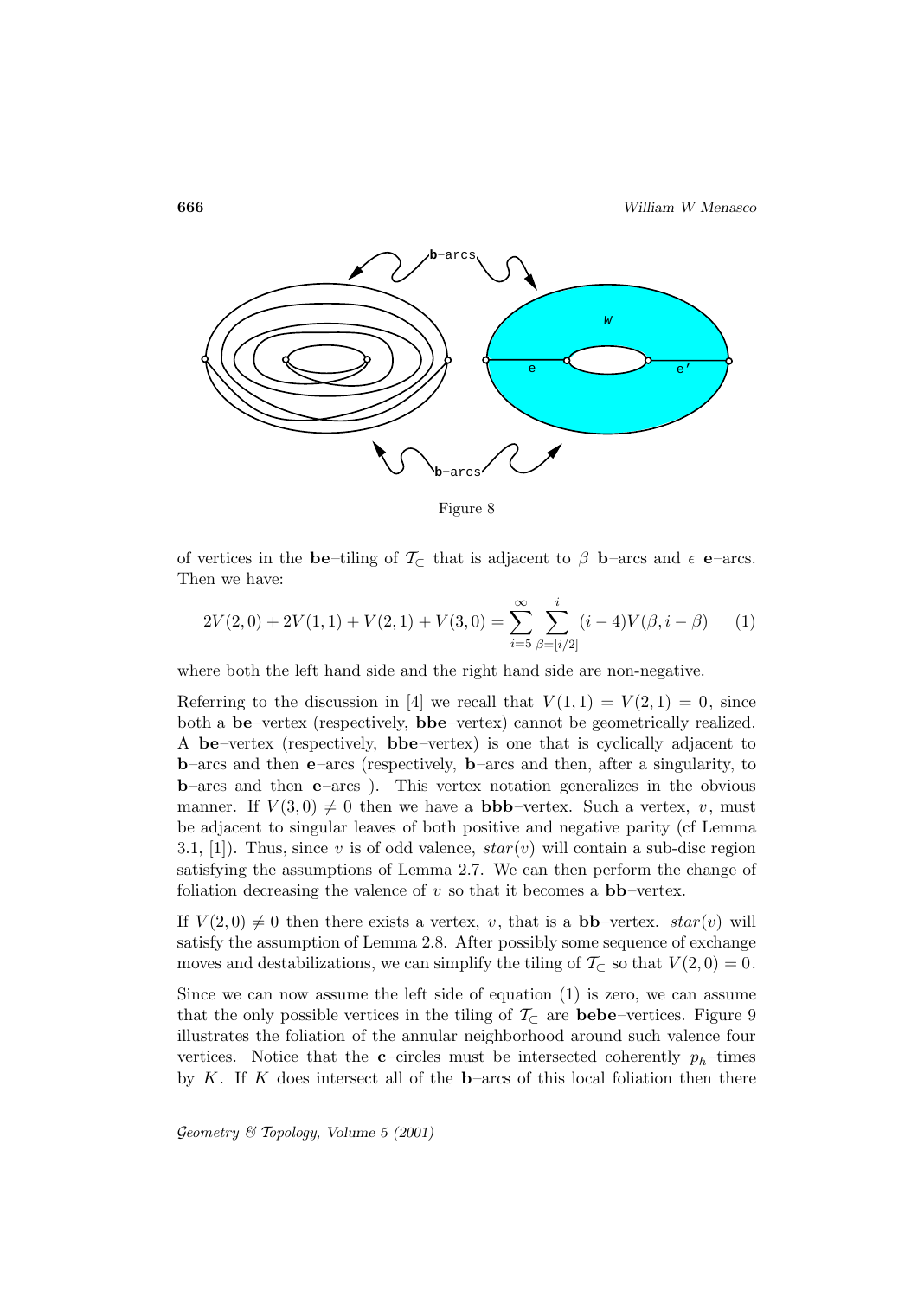Figure 8

of vertices in the **be**–tiling of $\mathcal{T}_{\subset}$ that is adjacent to $\beta$ **b**–arcs and $\epsilon$ **e**–arcs. Then we have:

$$2V(2,0) + 2V(1,1) + V(2,1) + V(3,0) = \sum_{i=5}^{\infty} \sum_{\beta=[i/2]}^{i} (i-4)V(\beta, i-\beta) \qquad (1)$$

where both the left hand side and the right hand side are non-negative.

Referring to the discussion in [4] we recall that $V(1,1) = V(2,1) = 0$, since both a **be**–vertex (respectively, **bbe**–vertex) cannot be geometrically realized. A **be**–vertex (respectively, **bbe**–vertex) is one that is cyclically adjacent to **b**–arcs and then **e**–arcs (respectively, **b**–arcs and then, after a singularity, to **b**–arcs and then **e**–arcs ). This vertex notation generalizes in the obvious manner. If $V(3,0) \neq 0$ then we have a **bbb**–vertex. Such a vertex, $v$, must be adjacent to singular leaves of both positive and negative parity (cf Lemma 3.1, [1]). Thus, since $v$ is of odd valence, $star(v)$ will contain a sub-disc region satisfying the assumptions of Lemma 2.7. We can then perform the change of foliation decreasing the valence of $v$ so that it becomes a **bb**–vertex.

If $V(2,0) \neq 0$ then there exists a vertex, $v$, that is a **bb**–vertex. $star(v)$ will satisfy the assumption of Lemma 2.8. After possibly some sequence of exchange moves and destabilizations, we can simplify the tiling of $\mathcal{T}_{\subset}$ so that $V(2,0) = 0$.

Since we can now assume the left side of equation (1) is zero, we can assume that the only possible vertices in the tiling of $\mathcal{T}_{\subset}$ are **bebe**–vertices. Figure 9 illustrates the foliation of the annular neighborhood around such valence four vertices. Notice that the **c**–circles must be intersected coherently $p_h$–times by $K$. If $K$ does intersect all of the **b**–arcs of this local foliation then there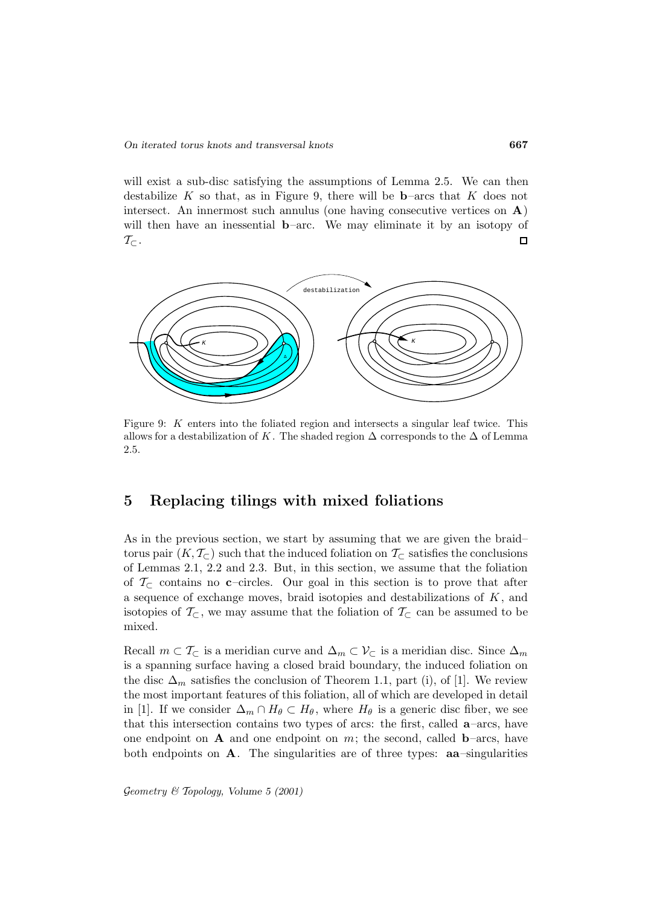will exist a sub-disc satisfying the assumptions of Lemma 2.5. We can then destabilize $K$ so that, as in Figure 9, there will be **b**–arcs that $K$ does not intersect. An innermost such annulus (one having consecutive vertices on **A**) will then have an inessential **b**–arc. We may eliminate it by an isotopy of $\mathcal{T}_\subset$. □

Figure 9: $K$ enters into the foliated region and intersects a singular leaf twice. This allows for a destabilization of $K$. The shaded region $\Delta$ corresponds to the $\Delta$ of Lemma 2.5.

## 5 Replacing tilings with mixed foliations

As in the previous section, we start by assuming that we are given the braid–torus pair $(K, \mathcal{T}_\subset)$ such that the induced foliation on $\mathcal{T}_\subset$ satisfies the conclusions of Lemmas 2.1, 2.2 and 2.3. But, in this section, we assume that the foliation of $\mathcal{T}_\subset$ contains no **c**–circles. Our goal in this section is to prove that after a sequence of exchange moves, braid isotopies and destabilizations of $K$, and isotopies of $\mathcal{T}_\subset$, we may assume that the foliation of $\mathcal{T}_\subset$ can be assumed to be mixed.

Recall $m \subset \mathcal{T}_\subset$ is a meridian curve and $\Delta_m \subset \mathcal{V}_\subset$ is a meridian disc. Since $\Delta_m$ is a spanning surface having a closed braid boundary, the induced foliation on the disc $\Delta_m$ satisfies the conclusion of Theorem 1.1, part (i), of [1]. We review the most important features of this foliation, all of which are developed in detail in [1]. If we consider $\Delta_m \cap H_\theta \subset H_\theta$, where $H_\theta$ is a generic disc fiber, we see that this intersection contains two types of arcs: the first, called **a**–arcs, have one endpoint on **A** and one endpoint on $m$; the second, called **b**–arcs, have both endpoints on **A**. The singularities are of three types: **aa**–singularities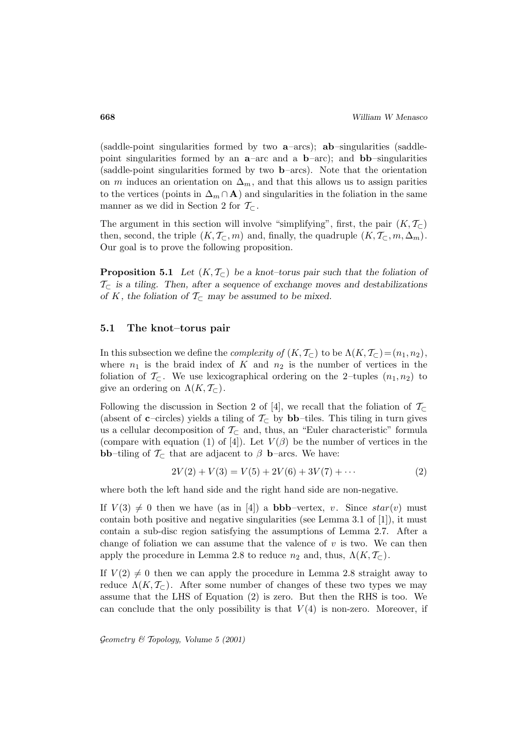(saddle-point singularities formed by two **a**–arcs); **ab**–singularities (saddle-point singularities formed by an **a**–arc and a **b**–arc); and **bb**–singularities (saddle-point singularities formed by two **b**–arcs). Note that the orientation on $m$ induces an orientation on $\Delta_m$, and that this allows us to assign parities to the vertices (points in $\Delta_m \cap \mathbf{A}$) and singularities in the foliation in the same manner as we did in Section 2 for $\mathcal{T}_\subset$.

The argument in this section will involve "simplifying", first, the pair $(K, \mathcal{T}_\subset)$ then, second, the triple $(K, \mathcal{T}_\subset, m)$ and, finally, the quadruple $(K, \mathcal{T}_\subset, m, \Delta_m)$. Our goal is to prove the following proposition.

**Proposition 5.1** *Let $(K, \mathcal{T}_\subset)$ be a knot–torus pair such that the foliation of $\mathcal{T}_\subset$ is a tiling. Then, after a sequence of exchange moves and destabilizations of $K$, the foliation of $\mathcal{T}_\subset$ may be assumed to be mixed.*

## 5.1 The knot–torus pair

In this subsection we define the *complexity of* $(K, \mathcal{T}_\subset)$ to be $\Lambda(K, \mathcal{T}_\subset) = (n_1, n_2)$, where $n_1$ is the braid index of $K$ and $n_2$ is the number of vertices in the foliation of $\mathcal{T}_\subset$. We use lexicographical ordering on the 2–tuples $(n_1, n_2)$ to give an ordering on $\Lambda(K, \mathcal{T}_\subset)$.

Following the discussion in Section 2 of [4], we recall that the foliation of $\mathcal{T}_\subset$ (absent of **c**–circles) yields a tiling of $\mathcal{T}_\subset$ by **bb**–tiles. This tiling in turn gives us a cellular decomposition of $\mathcal{T}_\subset$ and, thus, an "Euler characteristic" formula (compare with equation (1) of [4]). Let $V(\beta)$ be the number of vertices in the **bb**–tiling of $\mathcal{T}_\subset$ that are adjacent to $\beta$ **b**–arcs. We have:

$$2V(2) + V(3) = V(5) + 2V(6) + 3V(7) + \cdots \qquad (2)$$

where both the left hand side and the right hand side are non-negative.

If $V(3) \neq 0$ then we have (as in [4]) a **bbb**–vertex, $v$. Since $star(v)$ must contain both positive and negative singularities (see Lemma 3.1 of [1]), it must contain a sub-disc region satisfying the assumptions of Lemma 2.7. After a change of foliation we can assume that the valence of $v$ is two. We can then apply the procedure in Lemma 2.8 to reduce $n_2$ and, thus, $\Lambda(K, \mathcal{T}_\subset)$.

If $V(2) \neq 0$ then we can apply the procedure in Lemma 2.8 straight away to reduce $\Lambda(K, \mathcal{T}_\subset)$. After some number of changes of these two types we may assume that the LHS of Equation (2) is zero. But then the RHS is too. We can conclude that the only possibility is that $V(4)$ is non-zero. Moreover, if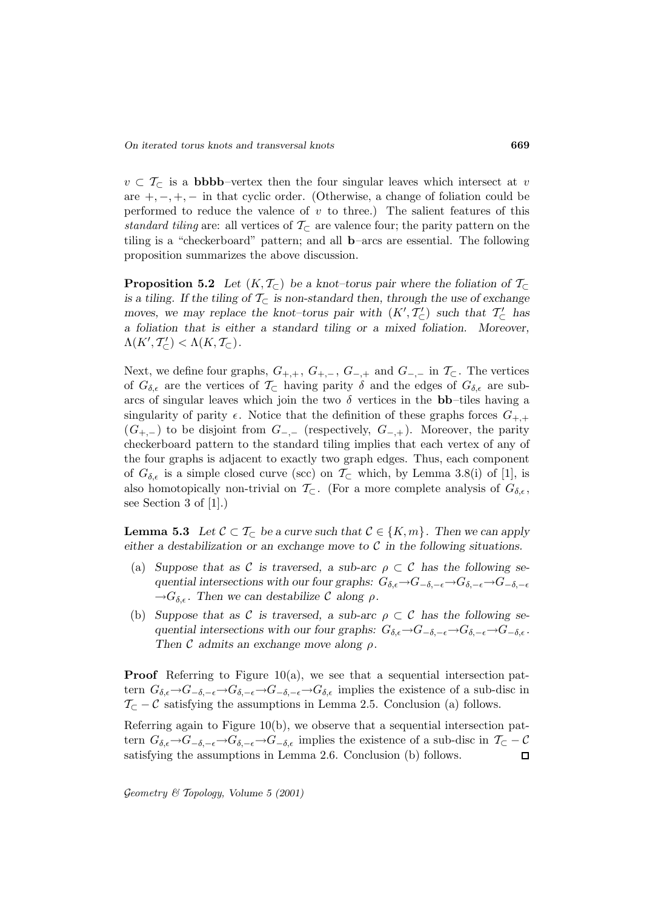$v \subset \mathcal{T}_\subset$ is a **bbbb**–vertex then the four singular leaves which intersect at $v$ are $+,-,+,-$ in that cyclic order. (Otherwise, a change of foliation could be performed to reduce the valence of $v$ to three.) The salient features of this *standard tiling* are: all vertices of $\mathcal{T}_\subset$ are valence four; the parity pattern on the tiling is a "checkerboard" pattern; and all **b**–arcs are essential. The following proposition summarizes the above discussion.

**Proposition 5.2** *Let $(K, \mathcal{T}_\subset)$ be a knot–torus pair where the foliation of $\mathcal{T}_\subset$ is a tiling. If the tiling of $\mathcal{T}_\subset$ is non-standard then, through the use of exchange moves, we may replace the knot–torus pair with $(K', \mathcal{T}'_\subset)$ such that $\mathcal{T}'_\subset$ has a foliation that is either a standard tiling or a mixed foliation. Moreover, $\Lambda(K', \mathcal{T}'_\subset) < \Lambda(K, \mathcal{T}_\subset)$.*

Next, we define four graphs, $G_{+,+}$, $G_{+,-}$, $G_{-,+}$ and $G_{-,-}$ in $\mathcal{T}_\subset$. The vertices of $G_{\delta,\epsilon}$ are the vertices of $\mathcal{T}_\subset$ having parity $\delta$ and the edges of $G_{\delta,\epsilon}$ are subarcs of singular leaves which join the two $\delta$ vertices in the **bb**–tiles having a singularity of parity $\epsilon$. Notice that the definition of these graphs forces $G_{+,+}$ ($G_{+,-}$) to be disjoint from $G_{-,-}$ (respectively, $G_{-,+}$). Moreover, the parity checkerboard pattern to the standard tiling implies that each vertex of any of the four graphs is adjacent to exactly two graph edges. Thus, each component of $G_{\delta,\epsilon}$ is a simple closed curve (scc) on $\mathcal{T}_\subset$ which, by Lemma 3.8(i) of [1], is also homotopically non-trivial on $\mathcal{T}_\subset$. (For a more complete analysis of $G_{\delta,\epsilon}$, see Section 3 of [1].)

**Lemma 5.3** *Let $\mathcal{C} \subset \mathcal{T}_\subset$ be a curve such that $\mathcal{C} \in \{K, m\}$. Then we can apply either a destabilization or an exchange move to $\mathcal{C}$ in the following situations.*

- (a) *Suppose that as $\mathcal{C}$ is traversed, a sub-arc $\rho \subset \mathcal{C}$ has the following sequential intersections with our four graphs: $G_{\delta,\epsilon} \to G_{-\delta,-\epsilon} \to G_{\delta,-\epsilon} \to G_{-\delta,-\epsilon} \to G_{\delta,\epsilon}$. Then we can destabilize $\mathcal{C}$ along $\rho$.*
- (b) *Suppose that as $\mathcal{C}$ is traversed, a sub-arc $\rho \subset \mathcal{C}$ has the following sequential intersections with our four graphs: $G_{\delta,\epsilon} \to G_{-\delta,-\epsilon} \to G_{\delta,-\epsilon} \to G_{-\delta,\epsilon}$. Then $\mathcal{C}$ admits an exchange move along $\rho$.*

**Proof** Referring to Figure 10(a), we see that a sequential intersection pattern $G_{\delta,\epsilon} \to G_{-\delta,-\epsilon} \to G_{\delta,-\epsilon} \to G_{-\delta,-\epsilon} \to G_{\delta,\epsilon}$ implies the existence of a sub-disc in $\mathcal{T}_\subset - \mathcal{C}$ satisfying the assumptions in Lemma 2.5. Conclusion (a) follows.

Referring again to Figure 10(b), we observe that a sequential intersection pattern $G_{\delta,\epsilon} \to G_{-\delta,-\epsilon} \to G_{\delta,-\epsilon} \to G_{-\delta,\epsilon}$ implies the existence of a sub-disc in $\mathcal{T}_\subset - \mathcal{C}$ satisfying the assumptions in Lemma 2.6. Conclusion (b) follows. □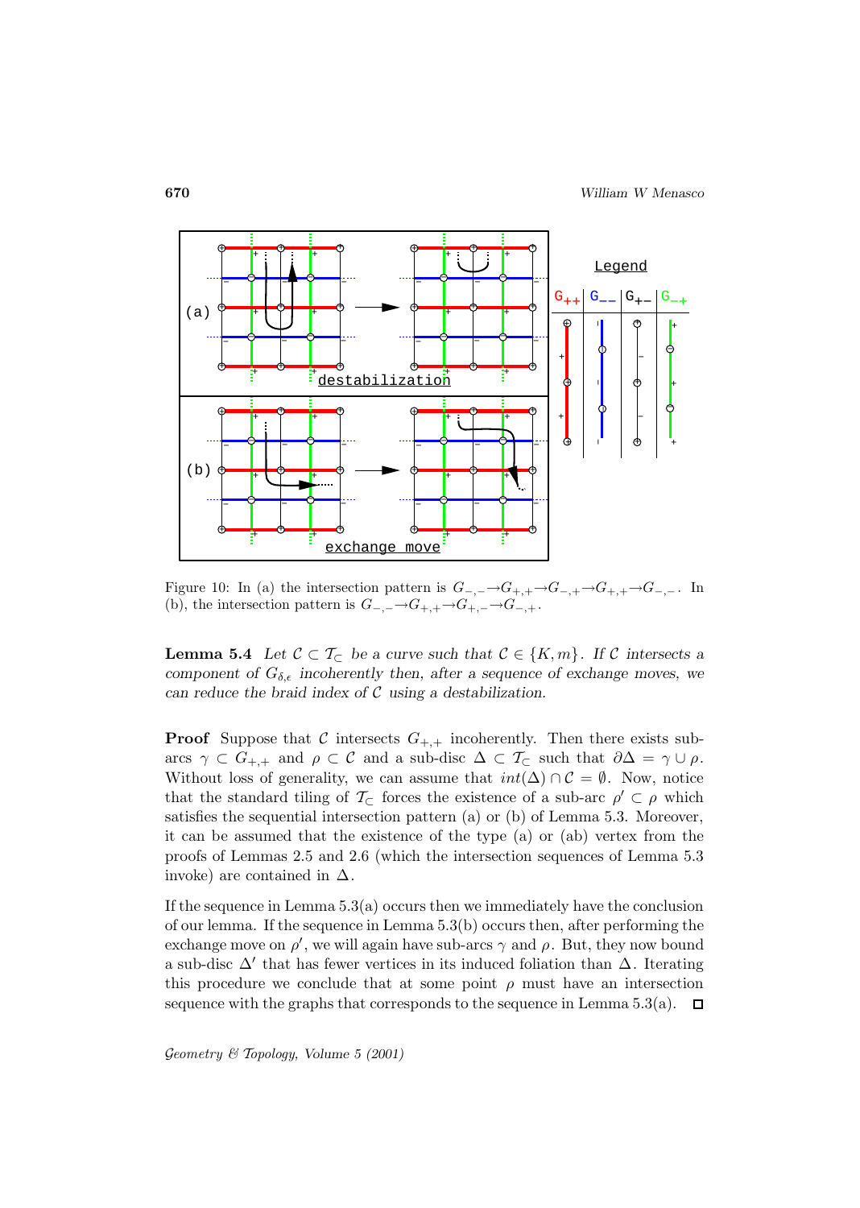Figure 10: In (a) the intersection pattern is $G_{-,-} \to G_{+,+} \to G_{-,+} \to G_{+,+} \to G_{-,-}$. In (b), the intersection pattern is $G_{-,-} \to G_{+,+} \to G_{+,-} \to G_{-,+}$.

**Lemma 5.4** *Let $\mathcal{C} \subset \mathcal{T}_{\subset}$ be a curve such that $\mathcal{C} \in \{K, m\}$. If $\mathcal{C}$ intersects a component of $G_{\delta,\epsilon}$ incoherently then, after a sequence of exchange moves, we can reduce the braid index of $\mathcal{C}$ using a destabilization.*

**Proof** Suppose that $\mathcal{C}$ intersects $G_{+,+}$ incoherently. Then there exists sub-arcs $\gamma \subset G_{+,+}$ and $\rho \subset \mathcal{C}$ and a sub-disc $\Delta \subset \mathcal{T}_{\subset}$ such that $\partial \Delta = \gamma \cup \rho$. Without loss of generality, we can assume that $int(\Delta) \cap \mathcal{C} = \emptyset$. Now, notice that the standard tiling of $\mathcal{T}_{\subset}$ forces the existence of a sub-arc $\rho' \subset \rho$ which satisfies the sequential intersection pattern (a) or (b) of Lemma 5.3. Moreover, it can be assumed that the existence of the type (a) or (ab) vertex from the proofs of Lemmas 2.5 and 2.6 (which the intersection sequences of Lemma 5.3 invoke) are contained in $\Delta$.

If the sequence in Lemma 5.3(a) occurs then we immediately have the conclusion of our lemma. If the sequence in Lemma 5.3(b) occurs then, after performing the exchange move on $\rho'$, we will again have sub-arcs $\gamma$ and $\rho$. But, they now bound a sub-disc $\Delta'$ that has fewer vertices in its induced foliation than $\Delta$. Iterating this procedure we conclude that at some point $\rho$ must have an intersection sequence with the graphs that corresponds to the sequence in Lemma 5.3(a). □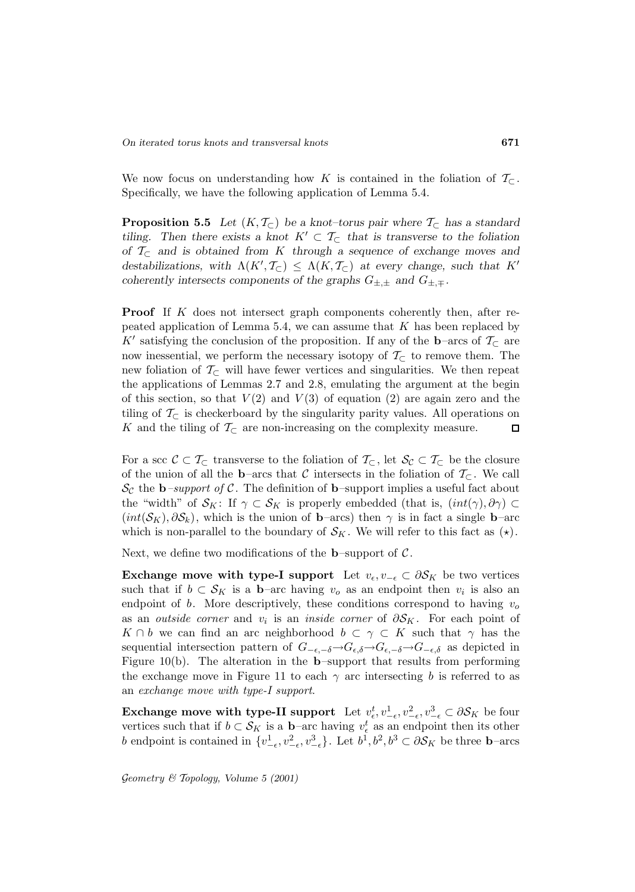We now focus on understanding how $K$ is contained in the foliation of $\mathcal{T}_\subset$. Specifically, we have the following application of Lemma 5.4.

**Proposition 5.5** *Let $(K, \mathcal{T}_\subset)$ be a knot–torus pair where $\mathcal{T}_\subset$ has a standard tiling. Then there exists a knot $K' \subset \mathcal{T}_\subset$ that is transverse to the foliation of $\mathcal{T}_\subset$ and is obtained from $K$ through a sequence of exchange moves and destabilizations, with $\Lambda(K', \mathcal{T}_\subset) \leq \Lambda(K, \mathcal{T}_\subset)$ at every change, such that $K'$ coherently intersects components of the graphs $G_{\pm,\pm}$ and $G_{\pm,\mp}$.*

**Proof** If $K$ does not intersect graph components coherently then, after repeated application of Lemma 5.4, we can assume that $K$ has been replaced by $K'$ satisfying the conclusion of the proposition. If any of the **b**–arcs of $\mathcal{T}_\subset$ are now inessential, we perform the necessary isotopy of $\mathcal{T}_\subset$ to remove them. The new foliation of $\mathcal{T}_\subset$ will have fewer vertices and singularities. We then repeat the applications of Lemmas 2.7 and 2.8, emulating the argument at the begin of this section, so that $V(2)$ and $V(3)$ of equation (2) are again zero and the tiling of $\mathcal{T}_\subset$ is checkerboard by the singularity parity values. All operations on $K$ and the tiling of $\mathcal{T}_\subset$ are non-increasing on the complexity measure. □

For a scc $\mathcal{C} \subset \mathcal{T}_\subset$ transverse to the foliation of $\mathcal{T}_\subset$, let $\mathcal{S}_\mathcal{C} \subset \mathcal{T}_\subset$ be the closure of the union of all the **b**–arcs that $\mathcal{C}$ intersects in the foliation of $\mathcal{T}_\subset$. We call $\mathcal{S}_\mathcal{C}$ the **b**–*support of* $\mathcal{C}$. The definition of **b**–support implies a useful fact about the "width" of $\mathcal{S}_K$: If $\gamma \subset \mathcal{S}_K$ is properly embedded (that is, $(int(\gamma), \partial\gamma) \subset (int(\mathcal{S}_K), \partial\mathcal{S}_k)$, which is the union of **b**–arcs) then $\gamma$ is in fact a single **b**–arc which is non-parallel to the boundary of $\mathcal{S}_K$. We will refer to this fact as $(\star)$.

Next, we define two modifications of the **b**–support of $\mathcal{C}$.

**Exchange move with type-I support** Let $v_\epsilon, v_{-\epsilon} \subset \partial\mathcal{S}_K$ be two vertices such that if $b \subset \mathcal{S}_K$ is a **b**–arc having $v_o$ as an endpoint then $v_i$ is also an endpoint of $b$. More descriptively, these conditions correspond to having $v_o$ as an *outside corner* and $v_i$ is an *inside corner* of $\partial\mathcal{S}_K$. For each point of $K \cap b$ we can find an arc neighborhood $b \subset \gamma \subset K$ such that $\gamma$ has the sequential intersection pattern of $G_{-\epsilon,-\delta} \to G_{\epsilon,\delta} \to G_{\epsilon,-\delta} \to G_{-\epsilon,\delta}$ as depicted in Figure 10(b). The alteration in the **b**–support that results from performing the exchange move in Figure 11 to each $\gamma$ arc intersecting $b$ is referred to as an *exchange move with type-I support*.

**Exchange move with type-II support** Let $v^t_\epsilon, v^1_{-\epsilon}, v^2_{-\epsilon}, v^3_{-\epsilon} \subset \partial\mathcal{S}_K$ be four vertices such that if $b \subset \mathcal{S}_K$ is a **b**–arc having $v^t_\epsilon$ as an endpoint then its other $b$ endpoint is contained in $\{v^1_{-\epsilon}, v^2_{-\epsilon}, v^3_{-\epsilon}\}$. Let $b^1, b^2, b^3 \subset \partial\mathcal{S}_K$ be three **b**–arcs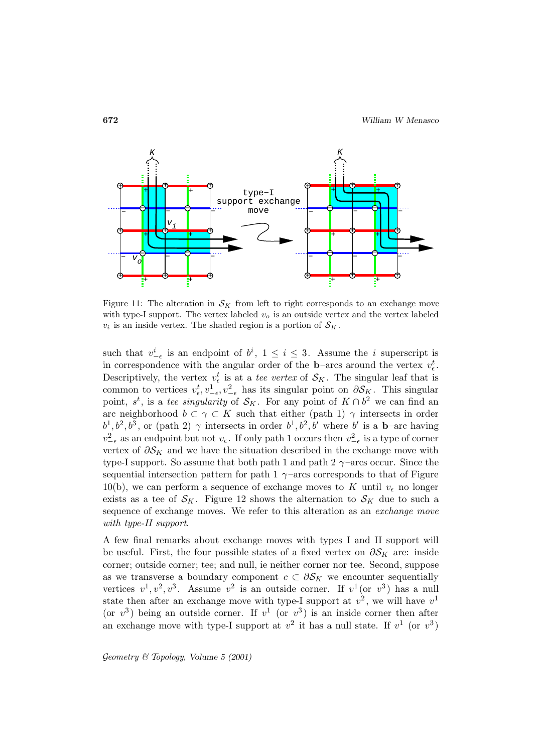Figure 11: The alteration in $\mathcal{S}_K$ from left to right corresponds to an exchange move with type-I support. The vertex labeled $v_o$ is an outside vertex and the vertex labeled $v_i$ is an inside vertex. The shaded region is a portion of $\mathcal{S}_K$.

such that $v^i_{-\epsilon}$ is an endpoint of $b^i$, $1 \leq i \leq 3$. Assume the $i$ superscript is in correspondence with the angular order of the $\mathbf{b}$–arcs around the vertex $v^t_\epsilon$. Descriptively, the vertex $v^t_\epsilon$ is at a *tee vertex* of $\mathcal{S}_K$. The singular leaf that is common to vertices $v^t_\epsilon, v^1_{-\epsilon}, v^2_{-\epsilon}$ has its singular point on $\partial\mathcal{S}_K$. This singular point, $s^t$, is a *tee singularity* of $\mathcal{S}_K$. For any point of $K \cap b^2$ we can find an arc neighborhood $b \subset \gamma \subset K$ such that either (path 1) $\gamma$ intersects in order $b^1, b^2, b^3$, or (path 2) $\gamma$ intersects in order $b^1, b^2, b'$ where $b'$ is a $\mathbf{b}$–arc having $v^2_{-\epsilon}$ as an endpoint but not $v_\epsilon$. If only path 1 occurs then $v^2_{-\epsilon}$ is a type of corner vertex of $\partial\mathcal{S}_K$ and we have the situation described in the exchange move with type-I support. So assume that both path 1 and path 2 $\gamma$–arcs occur. Since the sequential intersection pattern for path 1 $\gamma$–arcs corresponds to that of Figure 10(b), we can perform a sequence of exchange moves to $K$ until $v_\epsilon$ no longer exists as a tee of $\mathcal{S}_K$. Figure 12 shows the alternation to $\mathcal{S}_K$ due to such a sequence of exchange moves. We refer to this alteration as an *exchange move with type-II support*.

A few final remarks about exchange moves with types I and II support will be useful. First, the four possible states of a fixed vertex on $\partial\mathcal{S}_K$ are: inside corner; outside corner; tee; and null, ie neither corner nor tee. Second, suppose as we transverse a boundary component $c \subset \partial\mathcal{S}_K$ we encounter sequentially vertices $v^1, v^2, v^3$. Assume $v^2$ is an outside corner. If $v^1$ (or $v^3$) has a null state then after an exchange move with type-I support at $v^2$, we will have $v^1$ (or $v^3$) being an outside corner. If $v^1$ (or $v^3$) is an inside corner then after an exchange move with type-I support at $v^2$ it has a null state. If $v^1$ (or $v^3$)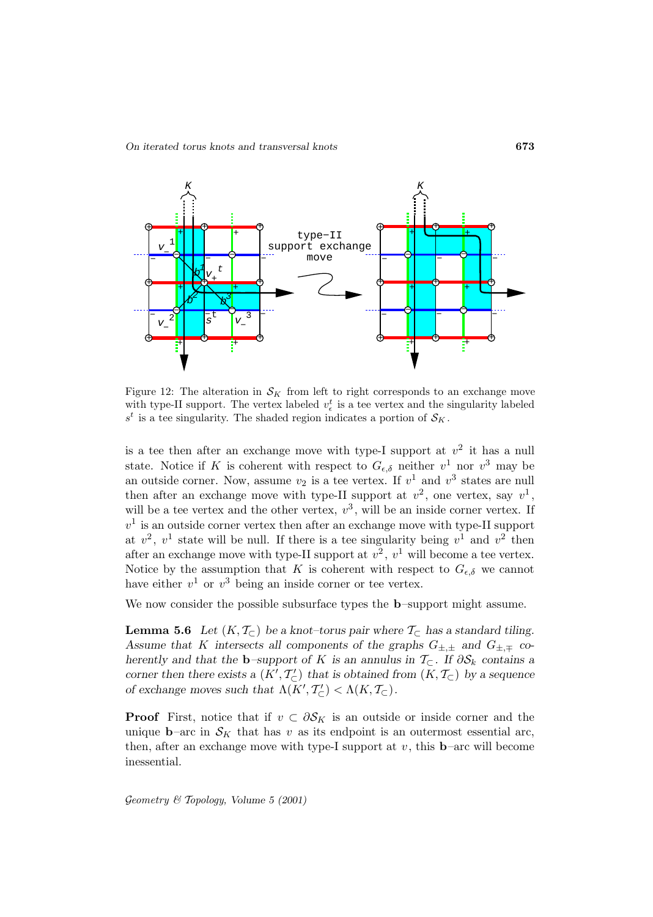Figure 12: The alteration in $\mathcal{S}_K$ from left to right corresponds to an exchange move with type-II support. The vertex labeled $v^t_\epsilon$ is a tee vertex and the singularity labeled $s^t$ is a tee singularity. The shaded region indicates a portion of $\mathcal{S}_K$.

is a tee then after an exchange move with type-I support at $v^2$ it has a null state. Notice if $K$ is coherent with respect to $G_{\epsilon,\delta}$ neither $v^1$ nor $v^3$ may be an outside corner. Now, assume $v_2$ is a tee vertex. If $v^1$ and $v^3$ states are null then after an exchange move with type-II support at $v^2$, one vertex, say $v^1$, will be a tee vertex and the other vertex, $v^3$, will be an inside corner vertex. If $v^1$ is an outside corner vertex then after an exchange move with type-II support at $v^2$, $v^1$ state will be null. If there is a tee singularity being $v^1$ and $v^2$ then after an exchange move with type-II support at $v^2$, $v^1$ will become a tee vertex. Notice by the assumption that $K$ is coherent with respect to $G_{\epsilon,\delta}$ we cannot have either $v^1$ or $v^3$ being an inside corner or tee vertex.

We now consider the possible subsurface types the **b**–support might assume.

**Lemma 5.6** *Let $(K, \mathcal{T}_\subset)$ be a knot–torus pair where $\mathcal{T}_\subset$ has a standard tiling. Assume that $K$ intersects all components of the graphs $G_{\pm,\pm}$ and $G_{\pm,\mp}$ coherently and that the **b**–support of $K$ is an annulus in $\mathcal{T}_\subset$. If $\partial \mathcal{S}_k$ contains a corner then there exists a $(K', \mathcal{T}'_\subset)$ that is obtained from $(K, \mathcal{T}_\subset)$ by a sequence of exchange moves such that $\Lambda(K', \mathcal{T}'_\subset) < \Lambda(K, \mathcal{T}_\subset)$.*

**Proof** First, notice that if $v \subset \partial \mathcal{S}_K$ is an outside or inside corner and the unique **b**–arc in $\mathcal{S}_K$ that has $v$ as its endpoint is an outermost essential arc, then, after an exchange move with type-I support at $v$, this **b**–arc will become inessential.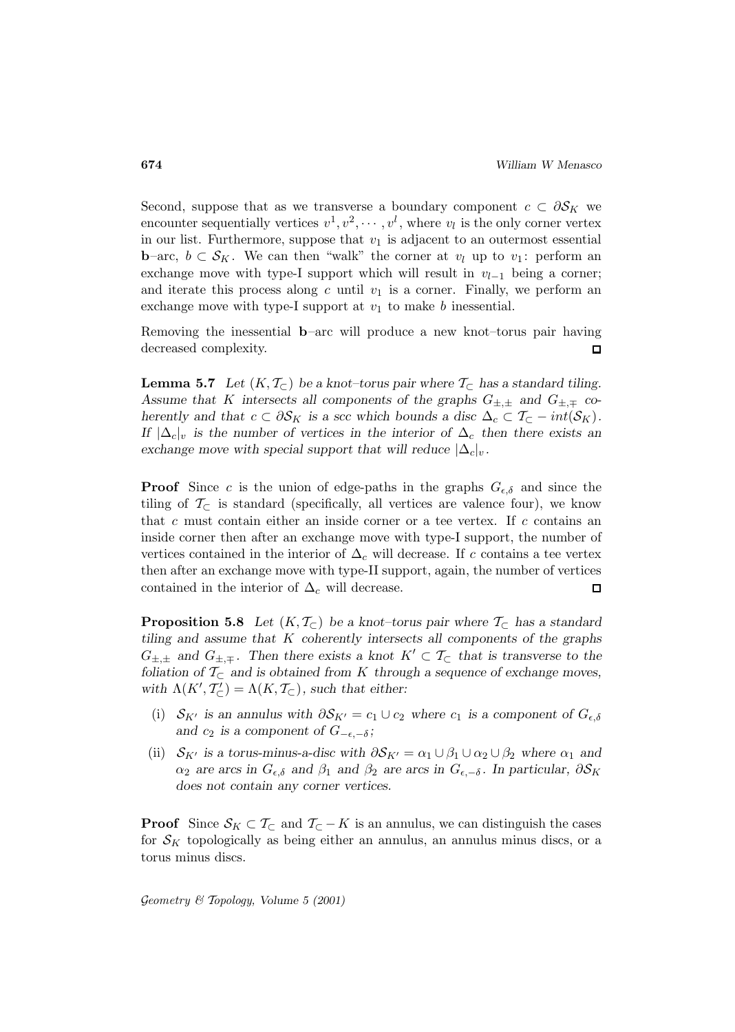Second, suppose that as we transverse a boundary component $c \subset \partial \mathcal{S}_K$ we encounter sequentially vertices $v^1, v^2, \cdots, v^l$, where $v_l$ is the only corner vertex in our list. Furthermore, suppose that $v_1$ is adjacent to an outermost essential **b**–arc, $b \subset \mathcal{S}_K$. We can then "walk" the corner at $v_l$ up to $v_1$: perform an exchange move with type-I support which will result in $v_{l-1}$ being a corner; and iterate this process along $c$ until $v_1$ is a corner. Finally, we perform an exchange move with type-I support at $v_1$ to make $b$ inessential.

Removing the inessential **b**–arc will produce a new knot–torus pair having decreased complexity. ◻

**Lemma 5.7** *Let $(K, \mathcal{T}_\subset)$ be a knot–torus pair where $\mathcal{T}_\subset$ has a standard tiling. Assume that $K$ intersects all components of the graphs $G_{\pm,\pm}$ and $G_{\pm,\mp}$ coherently and that $c \subset \partial \mathcal{S}_K$ is a scc which bounds a disc $\Delta_c \subset \mathcal{T}_\subset - int(\mathcal{S}_K)$. If $|\Delta_c|_v$ is the number of vertices in the interior of $\Delta_c$ then there exists an exchange move with special support that will reduce $|\Delta_c|_v$.*

**Proof** Since $c$ is the union of edge-paths in the graphs $G_{\epsilon,\delta}$ and since the tiling of $\mathcal{T}_\subset$ is standard (specifically, all vertices are valence four), we know that $c$ must contain either an inside corner or a tee vertex. If $c$ contains an inside corner then after an exchange move with type-I support, the number of vertices contained in the interior of $\Delta_c$ will decrease. If $c$ contains a tee vertex then after an exchange move with type-II support, again, the number of vertices contained in the interior of $\Delta_c$ will decrease. ◻

**Proposition 5.8** *Let $(K, \mathcal{T}_\subset)$ be a knot–torus pair where $\mathcal{T}_\subset$ has a standard tiling and assume that $K$ coherently intersects all components of the graphs $G_{\pm,\pm}$ and $G_{\pm,\mp}$. Then there exists a knot $K' \subset \mathcal{T}_\subset$ that is transverse to the foliation of $\mathcal{T}_\subset$ and is obtained from $K$ through a sequence of exchange moves, with $\Lambda(K', \mathcal{T}'_\subset) = \Lambda(K, \mathcal{T}_\subset)$, such that either:*

- (i) *$\mathcal{S}_{K'}$ is an annulus with $\partial \mathcal{S}_{K'} = c_1 \cup c_2$ where $c_1$ is a component of $G_{\epsilon,\delta}$ and $c_2$ is a component of $G_{-\epsilon,-\delta}$;*
- (ii) *$\mathcal{S}_{K'}$ is a torus-minus-a-disc with $\partial \mathcal{S}_{K'} = \alpha_1 \cup \beta_1 \cup \alpha_2 \cup \beta_2$ where $\alpha_1$ and $\alpha_2$ are arcs in $G_{\epsilon,\delta}$ and $\beta_1$ and $\beta_2$ are arcs in $G_{\epsilon,-\delta}$. In particular, $\partial \mathcal{S}_K$ does not contain any corner vertices.*

**Proof** Since $\mathcal{S}_K \subset \mathcal{T}_\subset$ and $\mathcal{T}_\subset - K$ is an annulus, we can distinguish the cases for $\mathcal{S}_K$ topologically as being either an annulus, an annulus minus discs, or a torus minus discs.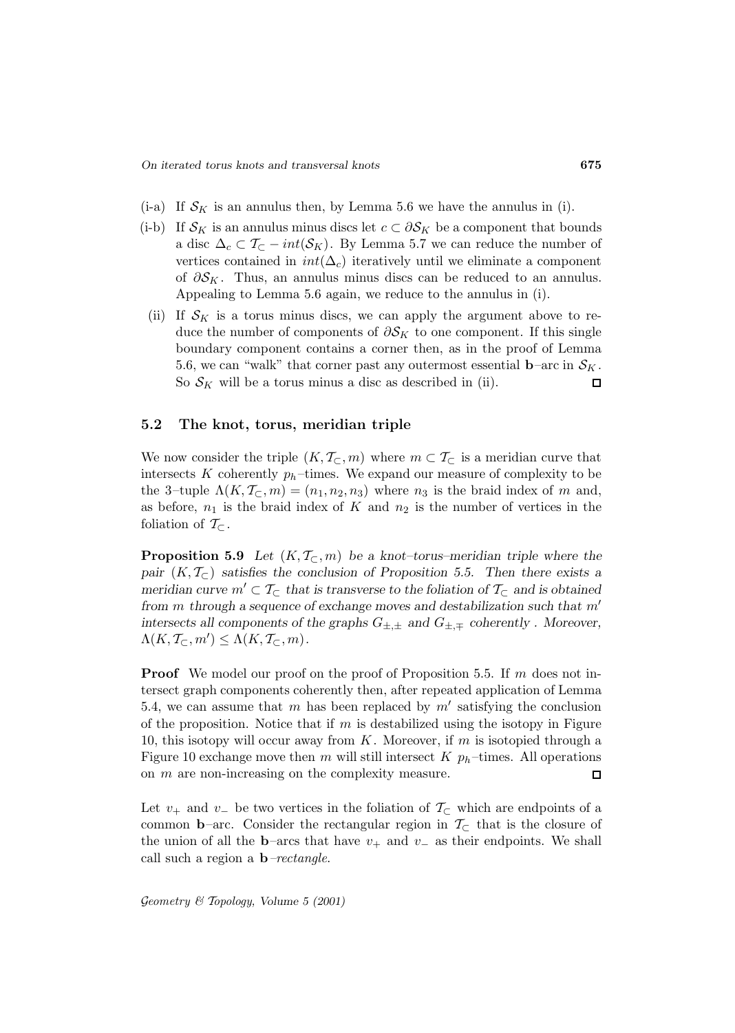(i-a) If $\mathcal{S}_K$ is an annulus then, by Lemma 5.6 we have the annulus in (i).

(i-b) If $\mathcal{S}_K$ is an annulus minus discs let $c \subset \partial\mathcal{S}_K$ be a component that bounds a disc $\Delta_c \subset \mathcal{T}_\subset - int(\mathcal{S}_K)$. By Lemma 5.7 we can reduce the number of vertices contained in $int(\Delta_c)$ iteratively until we eliminate a component of $\partial\mathcal{S}_K$. Thus, an annulus minus discs can be reduced to an annulus. Appealing to Lemma 5.6 again, we reduce to the annulus in (i).

(ii) If $\mathcal{S}_K$ is a torus minus discs, we can apply the argument above to reduce the number of components of $\partial\mathcal{S}_K$ to one component. If this single boundary component contains a corner then, as in the proof of Lemma 5.6, we can "walk" that corner past any outermost essential **b**–arc in $\mathcal{S}_K$. So $\mathcal{S}_K$ will be a torus minus a disc as described in (ii). □

### 5.2 The knot, torus, meridian triple

We now consider the triple $(K, \mathcal{T}_\subset, m)$ where $m \subset \mathcal{T}_\subset$ is a meridian curve that intersects $K$ coherently $p_h$–times. We expand our measure of complexity to be the 3–tuple $\Lambda(K, \mathcal{T}_\subset, m) = (n_1, n_2, n_3)$ where $n_3$ is the braid index of $m$ and, as before, $n_1$ is the braid index of $K$ and $n_2$ is the number of vertices in the foliation of $\mathcal{T}_\subset$.

**Proposition 5.9** *Let $(K, \mathcal{T}_\subset, m)$ be a knot–torus–meridian triple where the pair $(K, \mathcal{T}_\subset)$ satisfies the conclusion of Proposition 5.5. Then there exists a meridian curve $m' \subset \mathcal{T}_\subset$ that is transverse to the foliation of $\mathcal{T}_\subset$ and is obtained from $m$ through a sequence of exchange moves and destabilization such that $m'$ intersects all components of the graphs $G_{\pm,\pm}$ and $G_{\pm,\mp}$ coherently . Moreover, $\Lambda(K, \mathcal{T}_\subset, m') \leq \Lambda(K, \mathcal{T}_\subset, m)$.*

**Proof** We model our proof on the proof of Proposition 5.5. If $m$ does not intersect graph components coherently then, after repeated application of Lemma 5.4, we can assume that $m$ has been replaced by $m'$ satisfying the conclusion of the proposition. Notice that if $m$ is destabilized using the isotopy in Figure 10, this isotopy will occur away from $K$. Moreover, if $m$ is isotopied through a Figure 10 exchange move then $m$ will still intersect $K$ $p_h$–times. All operations on $m$ are non-increasing on the complexity measure. □

Let $v_+$ and $v_-$ be two vertices in the foliation of $\mathcal{T}_\subset$ which are endpoints of a common **b**–arc. Consider the rectangular region in $\mathcal{T}_\subset$ that is the closure of the union of all the **b**–arcs that have $v_+$ and $v_-$ as their endpoints. We shall call such a region a ***b**–rectangle*.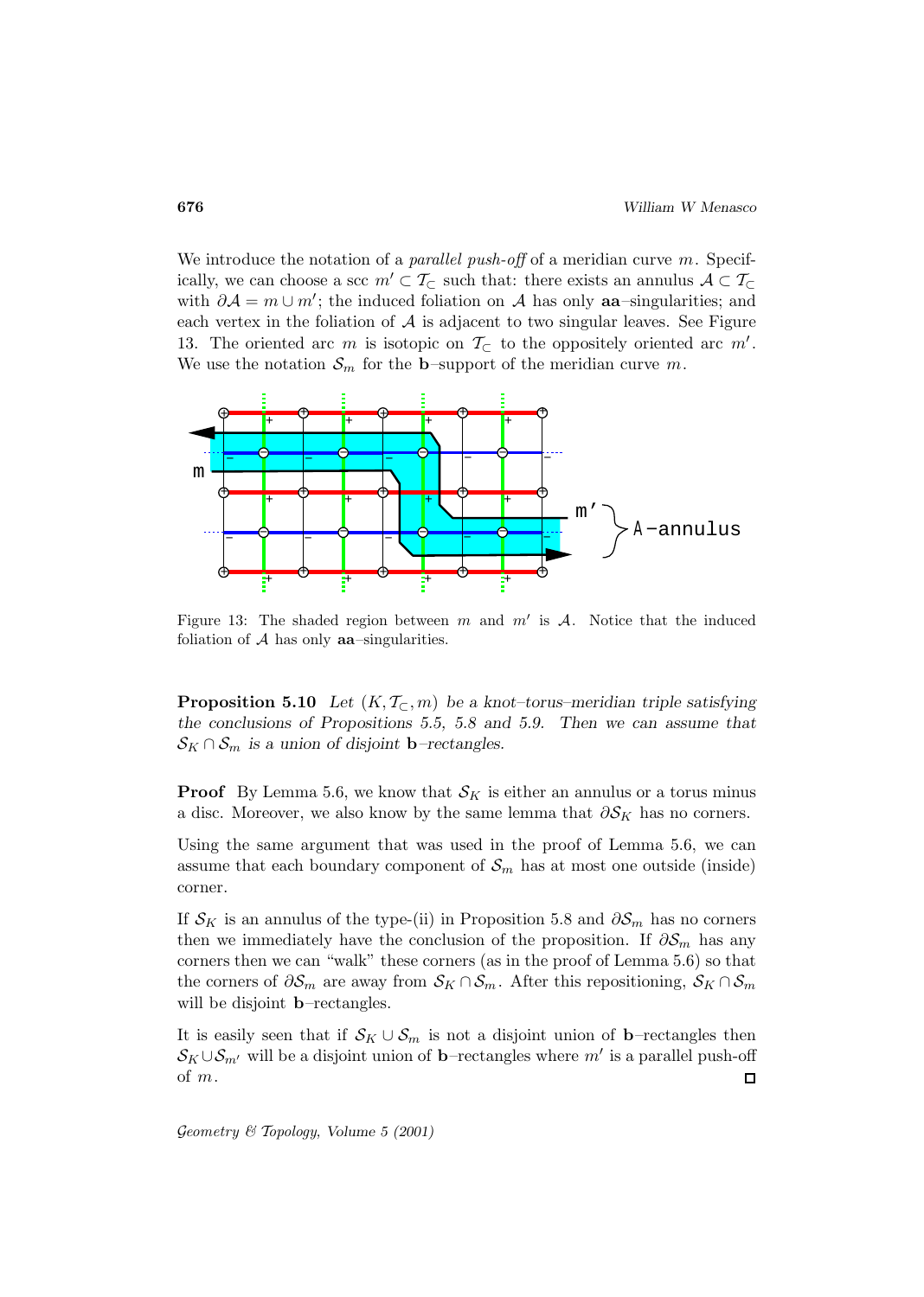We introduce the notation of a *parallel push-off* of a meridian curve $m$. Specifically, we can choose a scc $m' \subset \mathcal{T}_\subset$ such that: there exists an annulus $\mathcal{A} \subset \mathcal{T}_\subset$ with $\partial \mathcal{A} = m \cup m'$; the induced foliation on $\mathcal{A}$ has only **aa**–singularities; and each vertex in the foliation of $\mathcal{A}$ is adjacent to two singular leaves. See Figure 13. The oriented arc $m$ is isotopic on $\mathcal{T}_\subset$ to the oppositely oriented arc $m'$. We use the notation $\mathcal{S}_m$ for the **b**–support of the meridian curve $m$.

Figure 13: The shaded region between $m$ and $m'$ is $\mathcal{A}$. Notice that the induced foliation of $\mathcal{A}$ has only **aa**–singularities.

**Proposition 5.10** *Let $(K, \mathcal{T}_\subset, m)$ be a knot–torus–meridian triple satisfying the conclusions of Propositions 5.5, 5.8 and 5.9. Then we can assume that $\mathcal{S}_K \cap \mathcal{S}_m$ is a union of disjoint* **b***–rectangles.*

**Proof** By Lemma 5.6, we know that $\mathcal{S}_K$ is either an annulus or a torus minus a disc. Moreover, we also know by the same lemma that $\partial \mathcal{S}_K$ has no corners.

Using the same argument that was used in the proof of Lemma 5.6, we can assume that each boundary component of $\mathcal{S}_m$ has at most one outside (inside) corner.

If $\mathcal{S}_K$ is an annulus of the type-(ii) in Proposition 5.8 and $\partial \mathcal{S}_m$ has no corners then we immediately have the conclusion of the proposition. If $\partial \mathcal{S}_m$ has any corners then we can "walk" these corners (as in the proof of Lemma 5.6) so that the corners of $\partial \mathcal{S}_m$ are away from $\mathcal{S}_K \cap \mathcal{S}_m$. After this repositioning, $\mathcal{S}_K \cap \mathcal{S}_m$ will be disjoint **b**–rectangles.

It is easily seen that if $\mathcal{S}_K \cup \mathcal{S}_m$ is not a disjoint union of **b**–rectangles then $\mathcal{S}_K \cup \mathcal{S}_{m'}$ will be a disjoint union of **b**–rectangles where $m'$ is a parallel push-off of $m$. □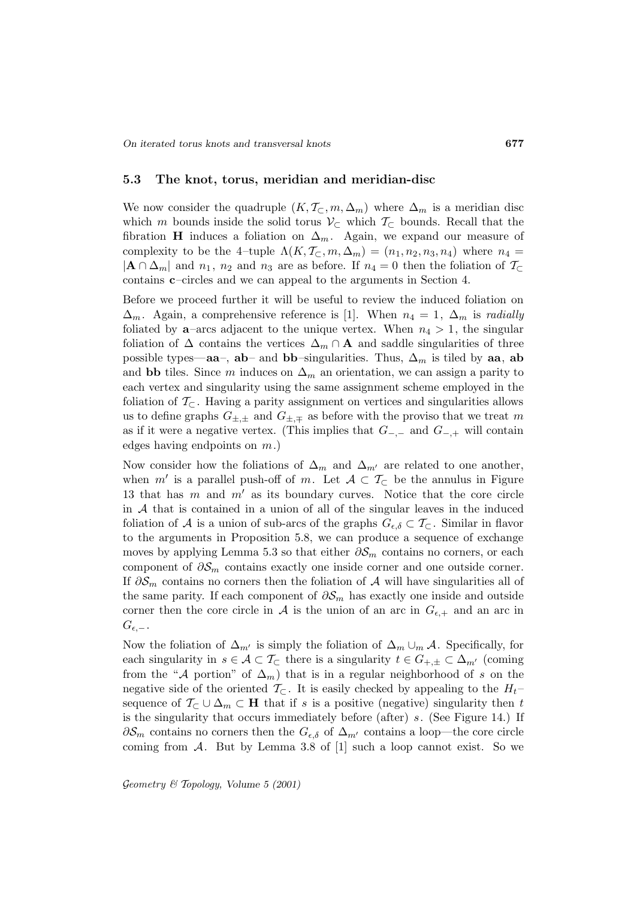### 5.3 The knot, torus, meridian and meridian-disc

We now consider the quadruple $(K, \mathcal{T}_\subset, m, \Delta_m)$ where $\Delta_m$ is a meridian disc which $m$ bounds inside the solid torus $\mathcal{V}_\subset$ which $\mathcal{T}_\subset$ bounds. Recall that the fibration $\mathbf{H}$ induces a foliation on $\Delta_m$. Again, we expand our measure of complexity to be the 4–tuple $\Lambda(K, \mathcal{T}_\subset, m, \Delta_m) = (n_1, n_2, n_3, n_4)$ where $n_4 = |\mathbf{A} \cap \Delta_m|$ and $n_1$, $n_2$ and $n_3$ are as before. If $n_4 = 0$ then the foliation of $\mathcal{T}_\subset$ contains **c**–circles and we can appeal to the arguments in Section 4.

Before we proceed further it will be useful to review the induced foliation on $\Delta_m$. Again, a comprehensive reference is [1]. When $n_4 = 1$, $\Delta_m$ is *radially* foliated by **a**–arcs adjacent to the unique vertex. When $n_4 > 1$, the singular foliation of $\Delta$ contains the vertices $\Delta_m \cap \mathbf{A}$ and saddle singularities of three possible types—**aa**–, **ab**– and **bb**–singularities. Thus, $\Delta_m$ is tiled by **aa**, **ab** and **bb** tiles. Since $m$ induces on $\Delta_m$ an orientation, we can assign a parity to each vertex and singularity using the same assignment scheme employed in the foliation of $\mathcal{T}_\subset$. Having a parity assignment on vertices and singularities allows us to define graphs $G_{\pm,\pm}$ and $G_{\pm,\mp}$ as before with the proviso that we treat $m$ as if it were a negative vertex. (This implies that $G_{-,-}$ and $G_{-,+}$ will contain edges having endpoints on $m$.)

Now consider how the foliations of $\Delta_m$ and $\Delta_{m'}$ are related to one another, when $m'$ is a parallel push-off of $m$. Let $\mathcal{A} \subset \mathcal{T}_\subset$ be the annulus in Figure 13 that has $m$ and $m'$ as its boundary curves. Notice that the core circle in $\mathcal{A}$ that is contained in a union of all of the singular leaves in the induced foliation of $\mathcal{A}$ is a union of sub-arcs of the graphs $G_{\epsilon,\delta} \subset \mathcal{T}_\subset$. Similar in flavor to the arguments in Proposition 5.8, we can produce a sequence of exchange moves by applying Lemma 5.3 so that either $\partial \mathcal{S}_m$ contains no corners, or each component of $\partial \mathcal{S}_m$ contains exactly one inside corner and one outside corner. If $\partial \mathcal{S}_m$ contains no corners then the foliation of $\mathcal{A}$ will have singularities all of the same parity. If each component of $\partial \mathcal{S}_m$ has exactly one inside and outside corner then the core circle in $\mathcal{A}$ is the union of an arc in $G_{\epsilon,+}$ and an arc in $G_{\epsilon,-}$.

Now the foliation of $\Delta_{m'}$ is simply the foliation of $\Delta_m \cup_m \mathcal{A}$. Specifically, for each singularity in $s \in \mathcal{A} \subset \mathcal{T}_\subset$ there is a singularity $t \in G_{+,\pm} \subset \Delta_{m'}$ (coming from the "$\mathcal{A}$ portion" of $\Delta_m$) that is in a regular neighborhood of $s$ on the negative side of the oriented $\mathcal{T}_\subset$. It is easily checked by appealing to the $H_t$–sequence of $\mathcal{T}_\subset \cup \Delta_m \subset \mathbf{H}$ that if $s$ is a positive (negative) singularity then $t$ is the singularity that occurs immediately before (after) $s$. (See Figure 14.) If $\partial \mathcal{S}_m$ contains no corners then the $G_{\epsilon,\delta}$ of $\Delta_{m'}$ contains a loop—the core circle coming from $\mathcal{A}$. But by Lemma 3.8 of [1] such a loop cannot exist. So we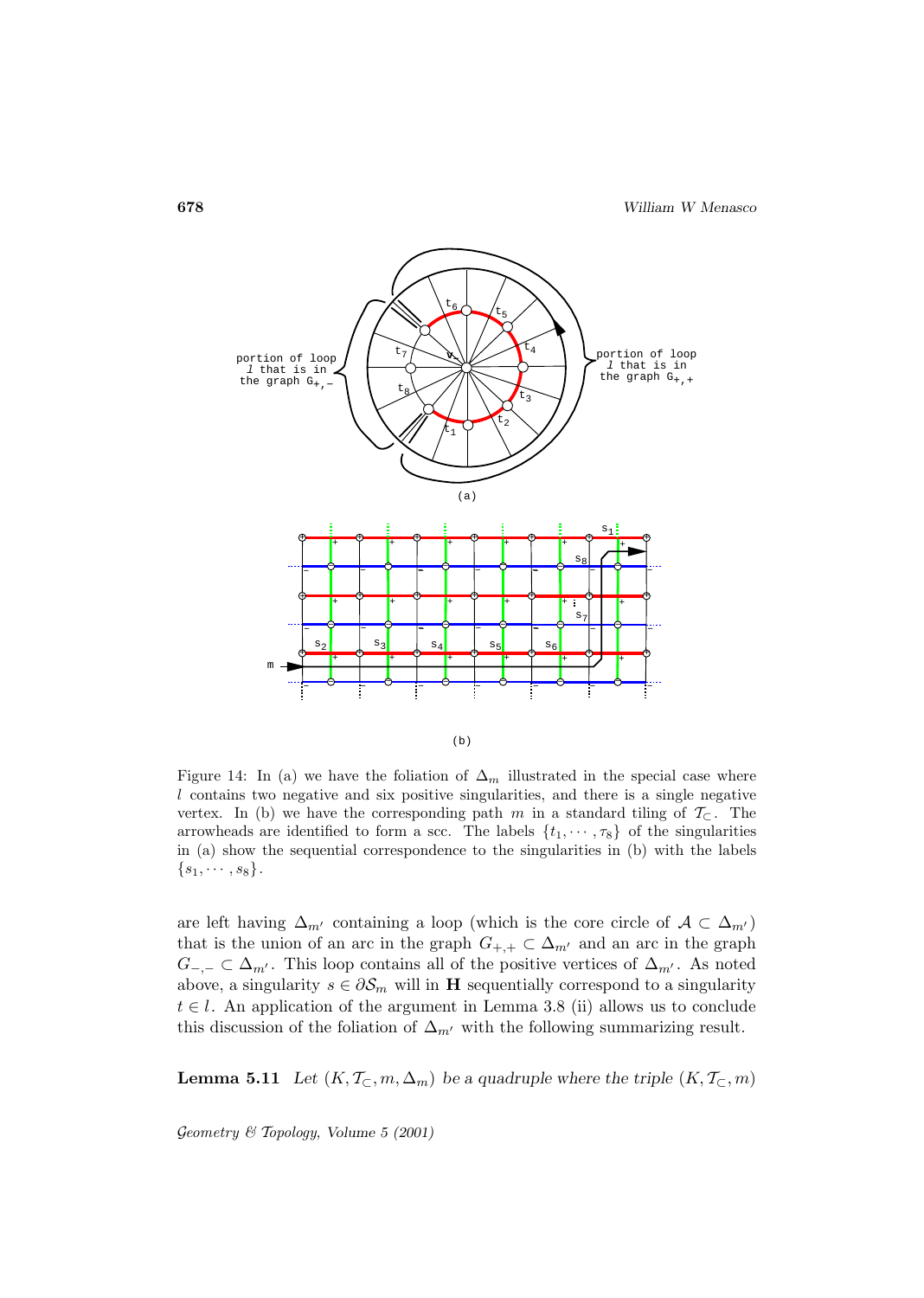Figure 14: In (a) we have the foliation of $\Delta_m$ illustrated in the special case where $l$ contains two negative and six positive singularities, and there is a single negative vertex. In (b) we have the corresponding path $m$ in a standard tiling of $\mathcal{T}_\subset$. The arrowheads are identified to form a scc. The labels $\{t_1, \cdots, \tau_8\}$ of the singularities in (a) show the sequential correspondence to the singularities in (b) with the labels $\{s_1, \cdots, s_8\}$.

are left having $\Delta_{m'}$ containing a loop (which is the core circle of $\mathcal{A} \subset \Delta_{m'}$) that is the union of an arc in the graph $G_{+,+} \subset \Delta_{m'}$ and an arc in the graph $G_{-,-} \subset \Delta_{m'}$. This loop contains all of the positive vertices of $\Delta_{m'}$. As noted above, a singularity $s \in \partial \mathcal{S}_m$ will in $\mathbf{H}$ sequentially correspond to a singularity $t \in l$. An application of the argument in Lemma 3.8 (ii) allows us to conclude this discussion of the foliation of $\Delta_{m'}$ with the following summarizing result.

**Lemma 5.11** *Let $(K, \mathcal{T}_\subset, m, \Delta_m)$ be a quadruple where the triple $(K, \mathcal{T}_\subset, m)$*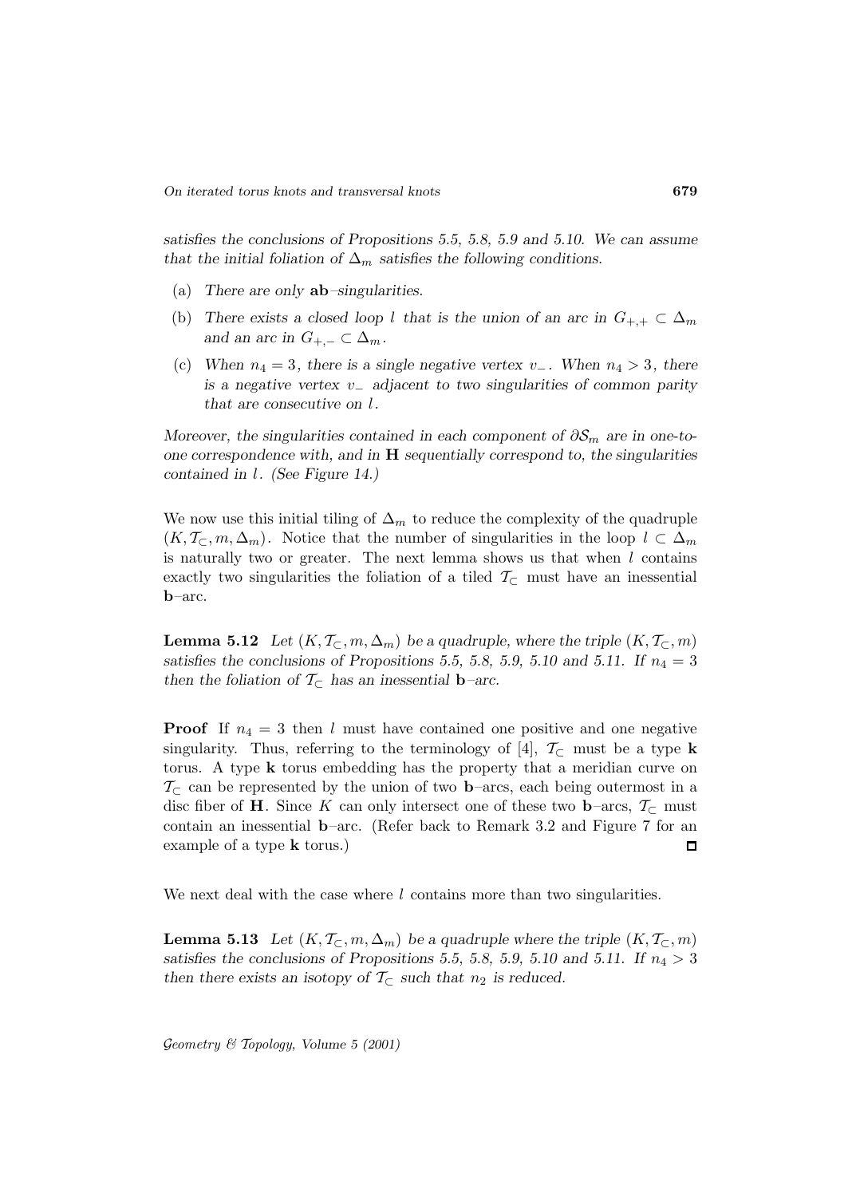*satisfies the conclusions of Propositions 5.5, 5.8, 5.9 and 5.10. We can assume that the initial foliation of $\Delta_m$ satisfies the following conditions.*

(a) *There are only* **ab**–*singularities.*

(b) *There exists a closed loop $l$ that is the union of an arc in $G_{+,+} \subset \Delta_m$ and an arc in $G_{+,-} \subset \Delta_m$.*

(c) *When $n_4 = 3$, there is a single negative vertex $v_-$. When $n_4 > 3$, there is a negative vertex $v_-$ adjacent to two singularities of common parity that are consecutive on $l$.*

*Moreover, the singularities contained in each component of $\partial \mathcal{S}_m$ are in one-to-one correspondence with, and in* **H** *sequentially correspond to, the singularities contained in $l$. (See Figure 14.)*

We now use this initial tiling of $\Delta_m$ to reduce the complexity of the quadruple $(K, \mathcal{T}_\subset, m, \Delta_m)$. Notice that the number of singularities in the loop $l \subset \Delta_m$ is naturally two or greater. The next lemma shows us that when $l$ contains exactly two singularities the foliation of a tiled $\mathcal{T}_\subset$ must have an inessential **b**–arc.

**Lemma 5.12** *Let $(K, \mathcal{T}_\subset, m, \Delta_m)$ be a quadruple, where the triple $(K, \mathcal{T}_\subset, m)$ satisfies the conclusions of Propositions 5.5, 5.8, 5.9, 5.10 and 5.11. If $n_4 = 3$ then the foliation of $\mathcal{T}_\subset$ has an inessential* **b**–*arc.*

**Proof** If $n_4 = 3$ then $l$ must have contained one positive and one negative singularity. Thus, referring to the terminology of [4], $\mathcal{T}_\subset$ must be a type **k** torus. A type **k** torus embedding has the property that a meridian curve on $\mathcal{T}_\subset$ can be represented by the union of two **b**–arcs, each being outermost in a disc fiber of **H**. Since $K$ can only intersect one of these two **b**–arcs, $\mathcal{T}_\subset$ must contain an inessential **b**–arc. (Refer back to Remark 3.2 and Figure 7 for an example of a type **k** torus.) □

We next deal with the case where $l$ contains more than two singularities.

**Lemma 5.13** *Let $(K, \mathcal{T}_\subset, m, \Delta_m)$ be a quadruple where the triple $(K, \mathcal{T}_\subset, m)$ satisfies the conclusions of Propositions 5.5, 5.8, 5.9, 5.10 and 5.11. If $n_4 > 3$ then there exists an isotopy of $\mathcal{T}_\subset$ such that $n_2$ is reduced.*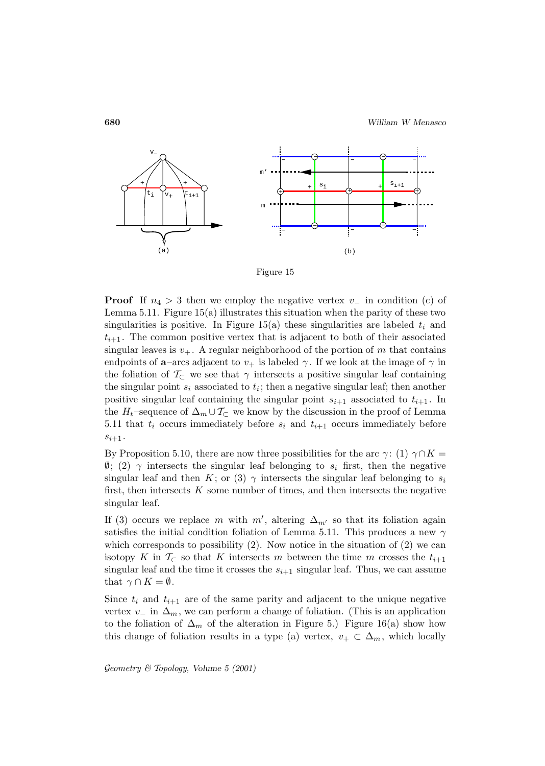Figure 15

**Proof** If $n_4 > 3$ then we employ the negative vertex $v_-$ in condition (c) of Lemma 5.11. Figure 15(a) illustrates this situation when the parity of these two singularities is positive. In Figure 15(a) these singularities are labeled $t_i$ and $t_{i+1}$. The common positive vertex that is adjacent to both of their associated singular leaves is $v_+$. A regular neighborhood of the portion of $m$ that contains endpoints of **a**–arcs adjacent to $v_+$ is labeled $\gamma$. If we look at the image of $\gamma$ in the foliation of $\mathcal{T}_\subset$ we see that $\gamma$ intersects a positive singular leaf containing the singular point $s_i$ associated to $t_i$; then a negative singular leaf; then another positive singular leaf containing the singular point $s_{i+1}$ associated to $t_{i+1}$. In the $H_t$–sequence of $\Delta_m \cup \mathcal{T}_\subset$ we know by the discussion in the proof of Lemma 5.11 that $t_i$ occurs immediately before $s_i$ and $t_{i+1}$ occurs immediately before $s_{i+1}$.

By Proposition 5.10, there are now three possibilities for the arc $\gamma$: (1) $\gamma \cap K = \emptyset$; (2) $\gamma$ intersects the singular leaf belonging to $s_i$ first, then the negative singular leaf and then $K$; or (3) $\gamma$ intersects the singular leaf belonging to $s_i$ first, then intersects $K$ some number of times, and then intersects the negative singular leaf.

If (3) occurs we replace $m$ with $m'$, altering $\Delta_{m'}$ so that its foliation again satisfies the initial condition foliation of Lemma 5.11. This produces a new $\gamma$ which corresponds to possibility (2). Now notice in the situation of (2) we can isotopy $K$ in $\mathcal{T}_\subset$ so that $K$ intersects $m$ between the time $m$ crosses the $t_{i+1}$ singular leaf and the time it crosses the $s_{i+1}$ singular leaf. Thus, we can assume that $\gamma \cap K = \emptyset$.

Since $t_i$ and $t_{i+1}$ are of the same parity and adjacent to the unique negative vertex $v_-$ in $\Delta_m$, we can perform a change of foliation. (This is an application to the foliation of $\Delta_m$ of the alteration in Figure 5.) Figure 16(a) show how this change of foliation results in a type (a) vertex, $v_+ \subset \Delta_m$, which locally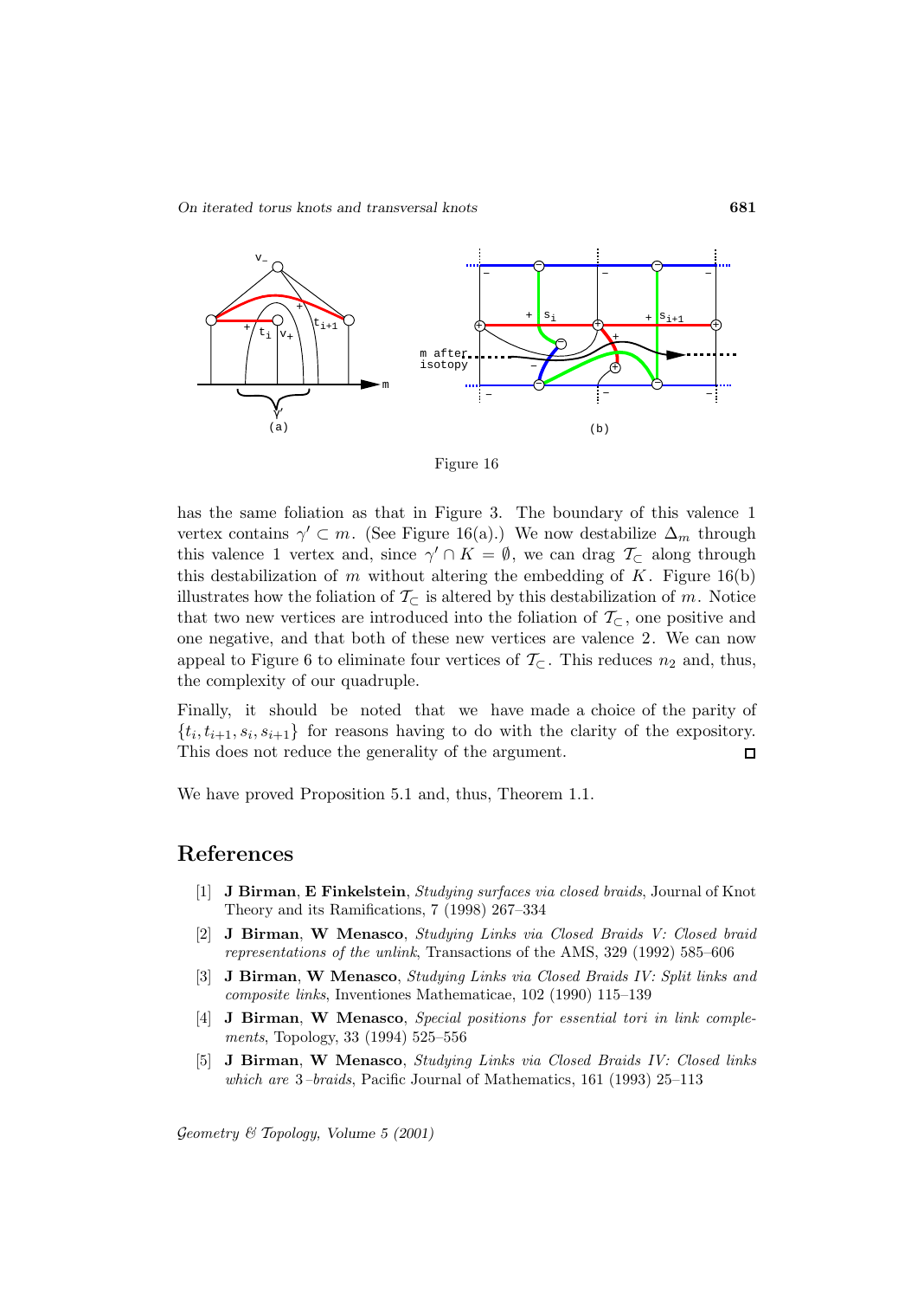Figure 16

has the same foliation as that in Figure 3. The boundary of this valence 1 vertex contains $\gamma' \subset m$. (See Figure 16(a).) We now destabilize $\Delta_m$ through this valence 1 vertex and, since $\gamma' \cap K = \emptyset$, we can drag $\mathcal{T}_\subset$ along through this destabilization of $m$ without altering the embedding of $K$. Figure 16(b) illustrates how the foliation of $\mathcal{T}_\subset$ is altered by this destabilization of $m$. Notice that two new vertices are introduced into the foliation of $\mathcal{T}_\subset$, one positive and one negative, and that both of these new vertices are valence 2. We can now appeal to Figure 6 to eliminate four vertices of $\mathcal{T}_\subset$. This reduces $n_2$ and, thus, the complexity of our quadruple.

Finally, it should be noted that we have made a choice of the parity of $\{t_i, t_{i+1}, s_i, s_{i+1}\}$ for reasons having to do with the clarity of the expository. This does not reduce the generality of the argument. □

We have proved Proposition 5.1 and, thus, Theorem 1.1.

## References

[1] **J Birman**, **E Finkelstein**, *Studying surfaces via closed braids*, Journal of Knot Theory and its Ramifications, 7 (1998) 267–334

[2] **J Birman**, **W Menasco**, *Studying Links via Closed Braids V: Closed braid representations of the unlink*, Transactions of the AMS, 329 (1992) 585–606

[3] **J Birman**, **W Menasco**, *Studying Links via Closed Braids IV: Split links and composite links*, Inventiones Mathematicae, 102 (1990) 115–139

[4] **J Birman**, **W Menasco**, *Special positions for essential tori in link complements*, Topology, 33 (1994) 525–556

[5] **J Birman**, **W Menasco**, *Studying Links via Closed Braids IV: Closed links which are 3–braids*, Pacific Journal of Mathematics, 161 (1993) 25–113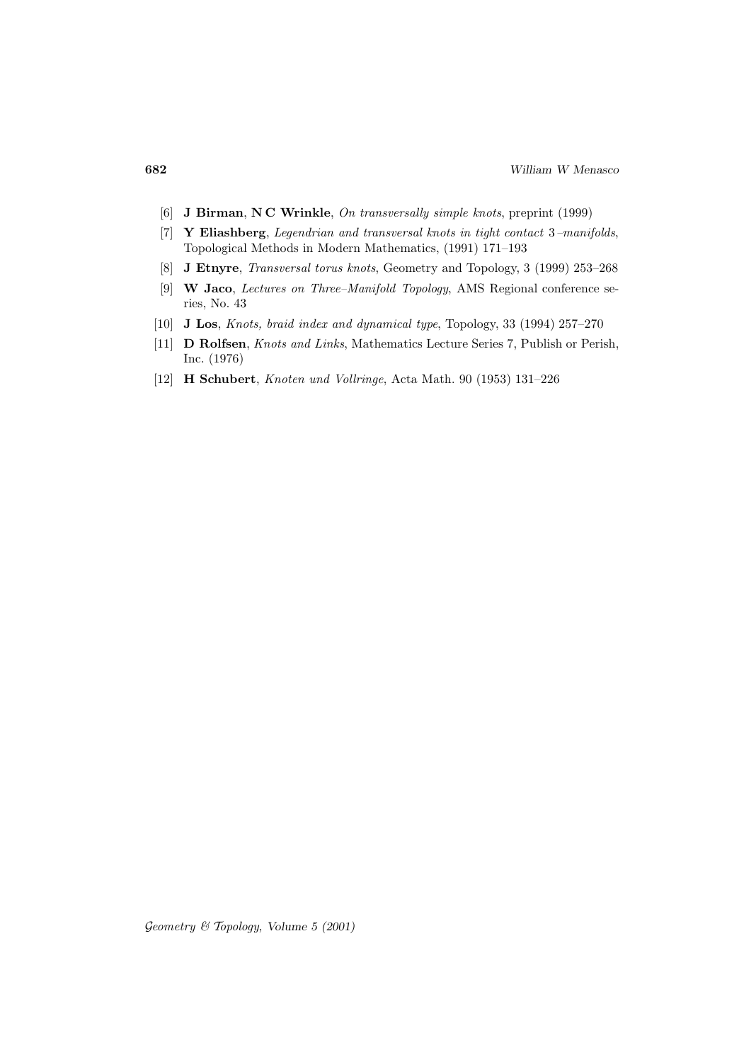[6] **J Birman**, **N C Wrinkle**, *On transversally simple knots*, preprint (1999)

[7] **Y Eliashberg**, *Legendrian and transversal knots in tight contact 3–manifolds*, Topological Methods in Modern Mathematics, (1991) 171–193

[8] **J Etnyre**, *Transversal torus knots*, Geometry and Topology, 3 (1999) 253–268

[9] **W Jaco**, *Lectures on Three–Manifold Topology*, AMS Regional conference series, No. 43

[10] **J Los**, *Knots, braid index and dynamical type*, Topology, 33 (1994) 257–270

[11] **D Rolfsen**, *Knots and Links*, Mathematics Lecture Series 7, Publish or Perish, Inc. (1976)

[12] **H Schubert**, *Knoten und Vollringe*, Acta Math. 90 (1953) 131–226